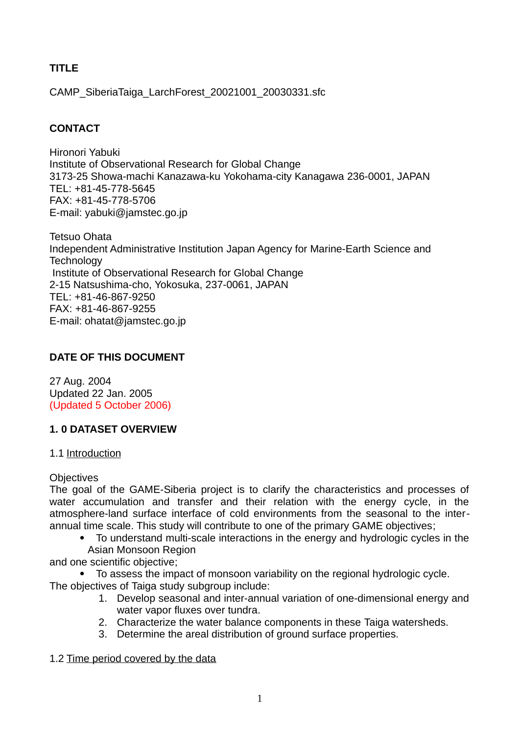**TITLE**

CAMP_SiberiaTaiga_LarchForest_20021001_20030331.sfc

**CONTACT**

Hironori Yabuki
Institute of Observational Research for Global Change
3173-25 Showa-machi Kanazawa-ku Yokohama-city Kanagawa 236-0001, JAPAN
TEL: +81-45-778-5645
FAX: +81-45-778-5706
E-mail: yabuki@jamstec.go.jp

Tetsuo Ohata
Independent Administrative Institution Japan Agency for Marine-Earth Science and Technology
Institute of Observational Research for Global Change
2-15 Natsushima-cho, Yokosuka, 237-0061, JAPAN
TEL: +81-46-867-9250
FAX: +81-46-867-9255
E-mail: ohatat@jamstec.go.jp

**DATE OF THIS DOCUMENT**

27 Aug. 2004
Updated 22 Jan. 2005
(Updated 5 October 2006)

## 1. 0 DATASET OVERVIEW

1.1 Introduction

Objectives
The goal of the GAME-Siberia project is to clarify the characteristics and processes of water accumulation and transfer and their relation with the energy cycle, in the atmosphere-land surface interface of cold environments from the seasonal to the inter-annual time scale. This study will contribute to one of the primary GAME objectives;

- To understand multi-scale interactions in the energy and hydrologic cycles in the Asian Monsoon Region

and one scientific objective;

- To assess the impact of monsoon variability on the regional hydrologic cycle.

The objectives of Taiga study subgroup include:

1. Develop seasonal and inter-annual variation of one-dimensional energy and water vapor fluxes over tundra.
2. Characterize the water balance components in these Taiga watersheds.
3. Determine the areal distribution of ground surface properties.

1.2 Time period covered by the data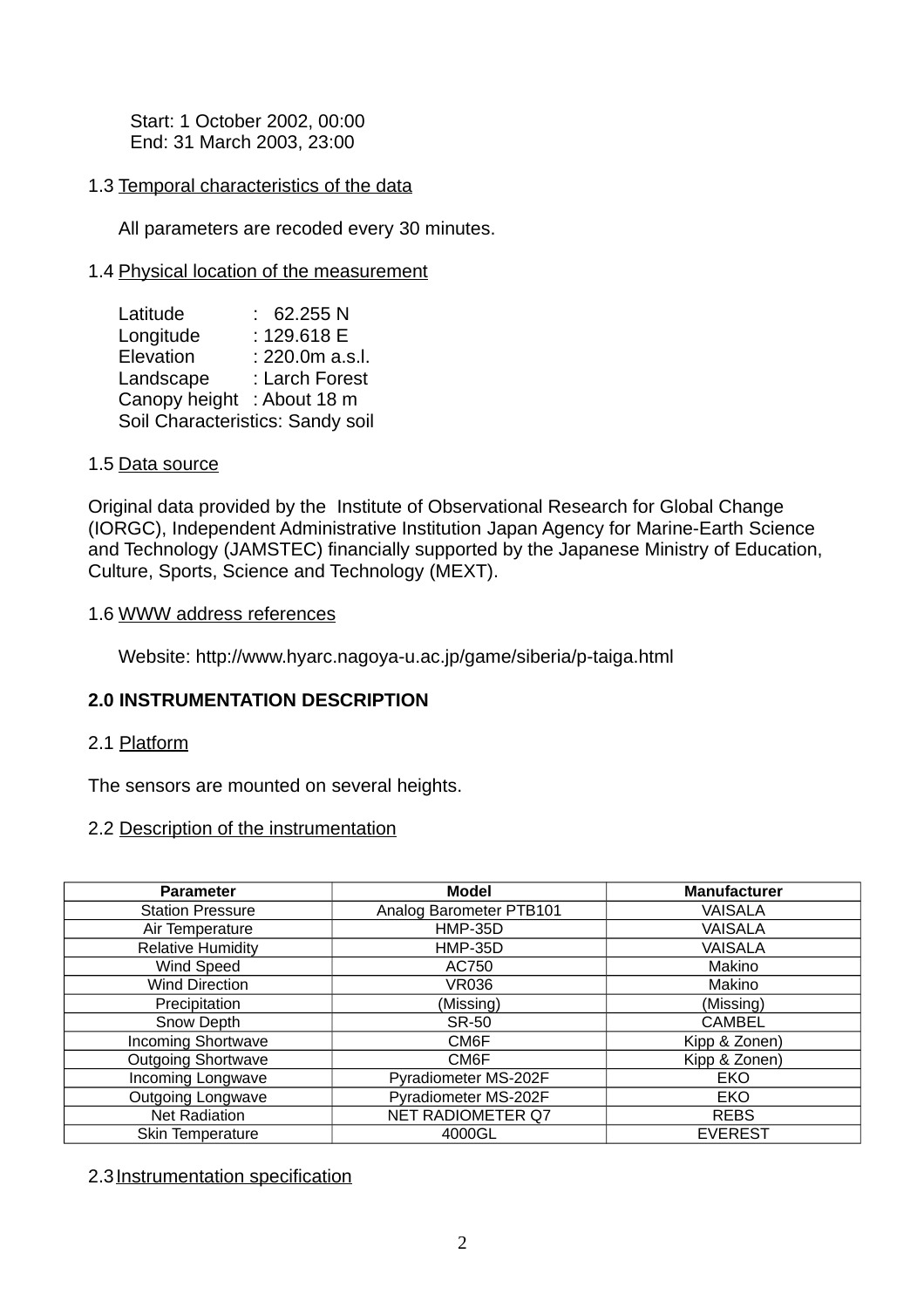Start: 1 October 2002, 00:00
End: 31 March 2003, 23:00

1.3 Temporal characteristics of the data

All parameters are recoded every 30 minutes.

1.4 Physical location of the measurement

Latitude : 62.255 N
Longitude : 129.618 E
Elevation : 220.0m a.s.l.
Landscape : Larch Forest
Canopy height : About 18 m
Soil Characteristics: Sandy soil

1.5 Data source

Original data provided by the Institute of Observational Research for Global Change (IORGC), Independent Administrative Institution Japan Agency for Marine-Earth Science and Technology (JAMSTEC) financially supported by the Japanese Ministry of Education, Culture, Sports, Science and Technology (MEXT).

1.6 WWW address references

Website: http://www.hyarc.nagoya-u.ac.jp/game/siberia/p-taiga.html

**2.0 INSTRUMENTATION DESCRIPTION**

2.1 Platform

The sensors are mounted on several heights.

2.2 Description of the instrumentation

| Parameter | Model | Manufacturer |
|---|---|---|
| Station Pressure | Analog Barometer PTB101 | VAISALA |
| Air Temperature | HMP-35D | VAISALA |
| Relative Humidity | HMP-35D | VAISALA |
| Wind Speed | AC750 | Makino |
| Wind Direction | VR036 | Makino |
| Precipitation | (Missing) | (Missing) |
| Snow Depth | SR-50 | CAMBEL |
| Incoming Shortwave | CM6F | Kipp & Zonen) |
| Outgoing Shortwave | CM6F | Kipp & Zonen) |
| Incoming Longwave | Pyradiometer MS-202F | EKO |
| Outgoing Longwave | Pyradiometer MS-202F | EKO |
| Net Radiation | NET RADIOMETER Q7 | REBS |
| Skin Temperature | 4000GL | EVEREST |

2.3 Instrumentation specification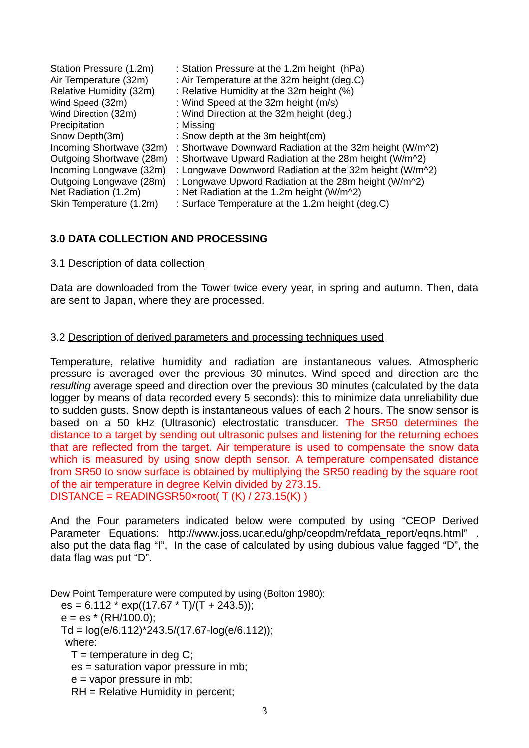| | |
|---|---|
| Station Pressure (1.2m) | : Station Pressure at the 1.2m height (hPa) |
| Air Temperature (32m) | : Air Temperature at the 32m height (deg.C) |
| Relative Humidity (32m) | : Relative Humidity at the 32m height (%) |
| Wind Speed (32m) | : Wind Speed at the 32m height (m/s) |
| Wind Direction (32m) | : Wind Direction at the 32m height (deg.) |
| Precipitation | : Missing |
| Snow Depth(3m) | : Snow depth at the 3m height(cm) |
| Incoming Shortwave (32m) | : Shortwave Downward Radiation at the 32m height (W/m^2) |
| Outgoing Shortwave (28m) | : Shortwave Upward Radiation at the 28m height (W/m^2) |
| Incoming Longwave (32m) | : Longwave Downword Radiation at the 32m height (W/m^2) |
| Outgoing Longwave (28m) | : Longwave Upword Radiation at the 28m height (W/m^2) |
| Net Radiation (1.2m) | : Net Radiation at the 1.2m height (W/m^2) |
| Skin Temperature (1.2m) | : Surface Temperature at the 1.2m height (deg.C) |

## 3.0 DATA COLLECTION AND PROCESSING

### 3.1 Description of data collection

Data are downloaded from the Tower twice every year, in spring and autumn. Then, data are sent to Japan, where they are processed.

### 3.2 Description of derived parameters and processing techniques used

Temperature, relative humidity and radiation are instantaneous values. Atmospheric pressure is averaged over the previous 30 minutes. Wind speed and direction are the *resulting* average speed and direction over the previous 30 minutes (calculated by the data logger by means of data recorded every 5 seconds): this to minimize data unreliability due to sudden gusts. Snow depth is instantaneous values of each 2 hours. The snow sensor is based on a 50 kHz (Ultrasonic) electrostatic transducer. The SR50 determines the distance to a target by sending out ultrasonic pulses and listening for the returning echoes that are reflected from the target. Air temperature is used to compensate the snow data which is measured by using snow depth sensor. A temperature compensated distance from SR50 to snow surface is obtained by multiplying the SR50 reading by the square root of the air temperature in degree Kelvin divided by 273.15.
DISTANCE = READINGSR50×root( T (K) / 273.15(K) )

And the Four parameters indicated below were computed by using "CEOP Derived Parameter Equations: http://www.joss.ucar.edu/ghp/ceopdm/refdata_report/eqns.html" . also put the data flag "I", In the case of calculated by using dubious value fagged "D", the data flag was put "D".

Dew Point Temperature were computed by using (Bolton 1980):

```
es = 6.112 * exp((17.67 * T)/(T + 243.5));
e = es * (RH/100.0);
Td = log(e/6.112)*243.5/(17.67-log(e/6.112));
 where:
  T = temperature in deg C;
  es = saturation vapor pressure in mb;
  e = vapor pressure in mb;
  RH = Relative Humidity in percent;
```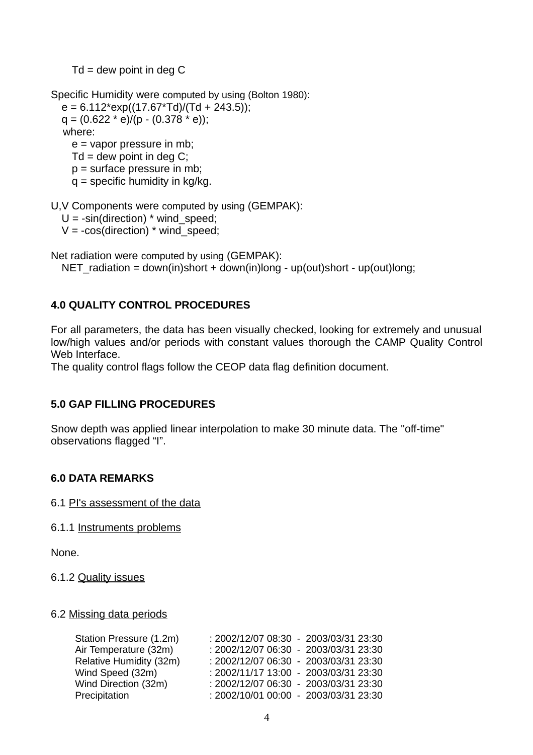Td = dew point in deg C

Specific Humidity were computed by using (Bolton 1980):

```
e = 6.112*exp((17.67*Td)/(Td + 243.5));
q = (0.622 * e)/(p - (0.378 * e));
where:
  e = vapor pressure in mb;
  Td = dew point in deg C;
  p = surface pressure in mb;
  q = specific humidity in kg/kg.
```

U,V Components were computed by using (GEMPAK):

```
U = -sin(direction) * wind_speed;
V = -cos(direction) * wind_speed;
```

Net radiation were computed by using (GEMPAK):

```
NET_radiation = down(in)short + down(in)long - up(out)short - up(out)long;
```

## 4.0 QUALITY CONTROL PROCEDURES

For all parameters, the data has been visually checked, looking for extremely and unusual low/high values and/or periods with constant values thorough the CAMP Quality Control Web Interface.
The quality control flags follow the CEOP data flag definition document.

## 5.0 GAP FILLING PROCEDURES

Snow depth was applied linear interpolation to make 30 minute data. The "off-time" observations flagged “I”.

## 6.0 DATA REMARKS

6.1 PI's assessment of the data

6.1.1 Instruments problems

None.

6.1.2 Quality issues

6.2 Missing data periods

| | |
|---|---|
| Station Pressure (1.2m) | : 2002/12/07 08:30 - 2003/03/31 23:30 |
| Air Temperature (32m) | : 2002/12/07 06:30 - 2003/03/31 23:30 |
| Relative Humidity (32m) | : 2002/12/07 06:30 - 2003/03/31 23:30 |
| Wind Speed (32m) | : 2002/11/17 13:00 - 2003/03/31 23:30 |
| Wind Direction (32m) | : 2002/12/07 06:30 - 2003/03/31 23:30 |
| Precipitation | : 2002/10/01 00:00 - 2003/03/31 23:30 |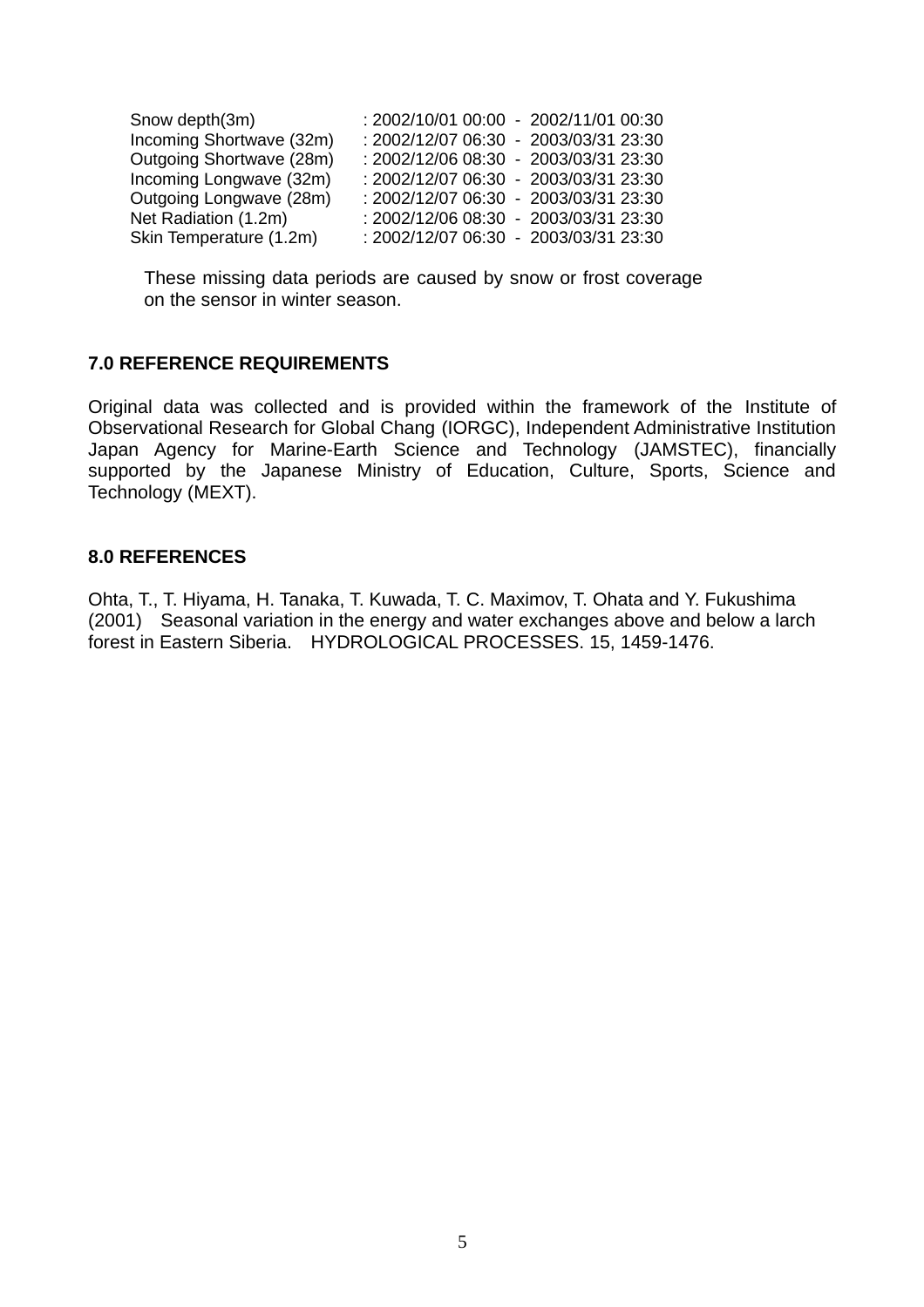| | |
|---|---|
| Snow depth(3m) | : 2002/10/01 00:00 - 2002/11/01 00:30 |
| Incoming Shortwave (32m) | : 2002/12/07 06:30 - 2003/03/31 23:30 |
| Outgoing Shortwave (28m) | : 2002/12/06 08:30 - 2003/03/31 23:30 |
| Incoming Longwave (32m) | : 2002/12/07 06:30 - 2003/03/31 23:30 |
| Outgoing Longwave (28m) | : 2002/12/07 06:30 - 2003/03/31 23:30 |
| Net Radiation (1.2m) | : 2002/12/06 08:30 - 2003/03/31 23:30 |
| Skin Temperature (1.2m) | : 2002/12/07 06:30 - 2003/03/31 23:30 |

These missing data periods are caused by snow or frost coverage on the sensor in winter season.

**7.0 REFERENCE REQUIREMENTS**

Original data was collected and is provided within the framework of the Institute of Observational Research for Global Chang (IORGC), Independent Administrative Institution Japan Agency for Marine-Earth Science and Technology (JAMSTEC), financially supported by the Japanese Ministry of Education, Culture, Sports, Science and Technology (MEXT).

**8.0 REFERENCES**

Ohta, T., T. Hiyama, H. Tanaka, T. Kuwada, T. C. Maximov, T. Ohata and Y. Fukushima (2001) Seasonal variation in the energy and water exchanges above and below a larch forest in Eastern Siberia. HYDROLOGICAL PROCESSES. 15, 1459-1476.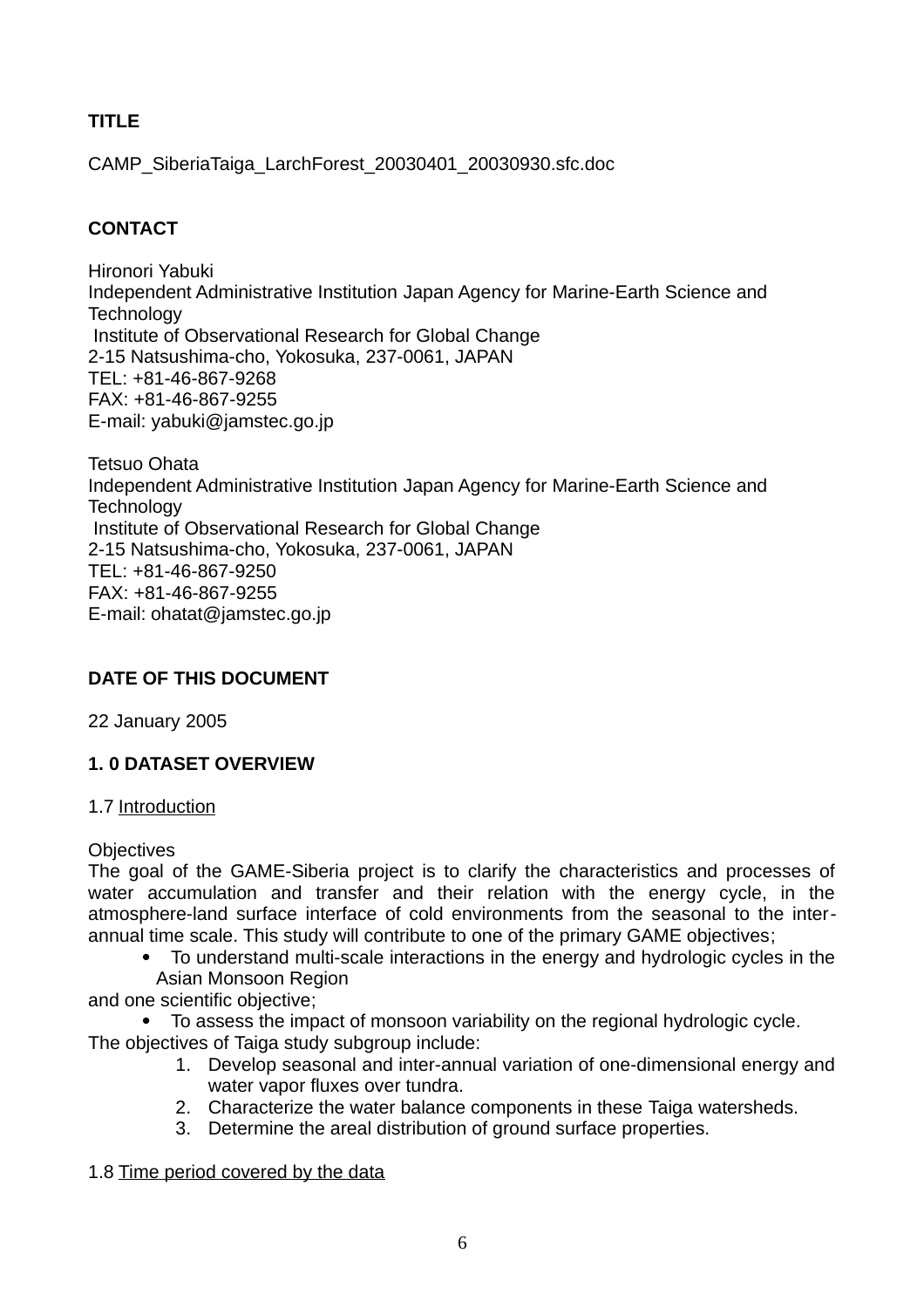**TITLE**

CAMP_SiberiaTaiga_LarchForest_20030401_20030930.sfc.doc

**CONTACT**

Hironori Yabuki
Independent Administrative Institution Japan Agency for Marine-Earth Science and Technology
Institute of Observational Research for Global Change
2-15 Natsushima-cho, Yokosuka, 237-0061, JAPAN
TEL: +81-46-867-9268
FAX: +81-46-867-9255
E-mail: yabuki@jamstec.go.jp

Tetsuo Ohata
Independent Administrative Institution Japan Agency for Marine-Earth Science and Technology
Institute of Observational Research for Global Change
2-15 Natsushima-cho, Yokosuka, 237-0061, JAPAN
TEL: +81-46-867-9250
FAX: +81-46-867-9255
E-mail: ohatat@jamstec.go.jp

**DATE OF THIS DOCUMENT**

22 January 2005

**1. 0 DATASET OVERVIEW**

1.7 Introduction

Objectives
The goal of the GAME-Siberia project is to clarify the characteristics and processes of water accumulation and transfer and their relation with the energy cycle, in the atmosphere-land surface interface of cold environments from the seasonal to the inter-annual time scale. This study will contribute to one of the primary GAME objectives;

- To understand multi-scale interactions in the energy and hydrologic cycles in the Asian Monsoon Region

and one scientific objective;

- To assess the impact of monsoon variability on the regional hydrologic cycle.

The objectives of Taiga study subgroup include:

1. Develop seasonal and inter-annual variation of one-dimensional energy and water vapor fluxes over tundra.
2. Characterize the water balance components in these Taiga watersheds.
3. Determine the areal distribution of ground surface properties.

1.8 Time period covered by the data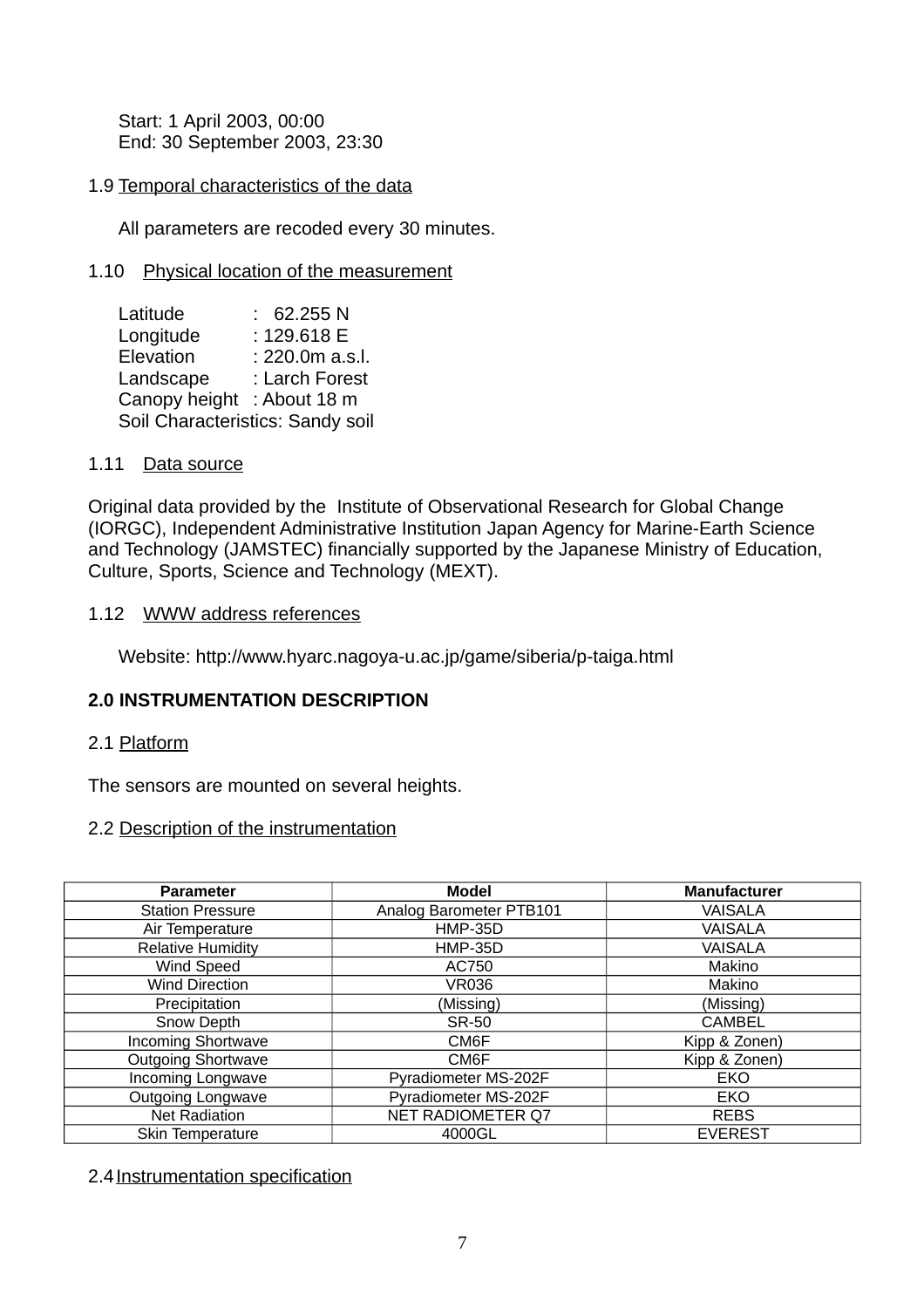Start: 1 April 2003, 00:00
End: 30 September 2003, 23:30

1.9 Temporal characteristics of the data

All parameters are recoded every 30 minutes.

1.10 Physical location of the measurement

Latitude : 62.255 N
Longitude : 129.618 E
Elevation : 220.0m a.s.l.
Landscape : Larch Forest
Canopy height : About 18 m
Soil Characteristics: Sandy soil

1.11 Data source

Original data provided by the Institute of Observational Research for Global Change (IORGC), Independent Administrative Institution Japan Agency for Marine-Earth Science and Technology (JAMSTEC) financially supported by the Japanese Ministry of Education, Culture, Sports, Science and Technology (MEXT).

1.12 WWW address references

Website: http://www.hyarc.nagoya-u.ac.jp/game/siberia/p-taiga.html

## 2.0 INSTRUMENTATION DESCRIPTION

2.1 Platform

The sensors are mounted on several heights.

2.2 Description of the instrumentation

| Parameter | Model | Manufacturer |
|---|---|---|
| Station Pressure | Analog Barometer PTB101 | VAISALA |
| Air Temperature | HMP-35D | VAISALA |
| Relative Humidity | HMP-35D | VAISALA |
| Wind Speed | AC750 | Makino |
| Wind Direction | VR036 | Makino |
| Precipitation | (Missing) | (Missing) |
| Snow Depth | SR-50 | CAMBEL |
| Incoming Shortwave | CM6F | Kipp & Zonen) |
| Outgoing Shortwave | CM6F | Kipp & Zonen) |
| Incoming Longwave | Pyradiometer MS-202F | EKO |
| Outgoing Longwave | Pyradiometer MS-202F | EKO |
| Net Radiation | NET RADIOMETER Q7 | REBS |
| Skin Temperature | 4000GL | EVEREST |

2.4 Instrumentation specification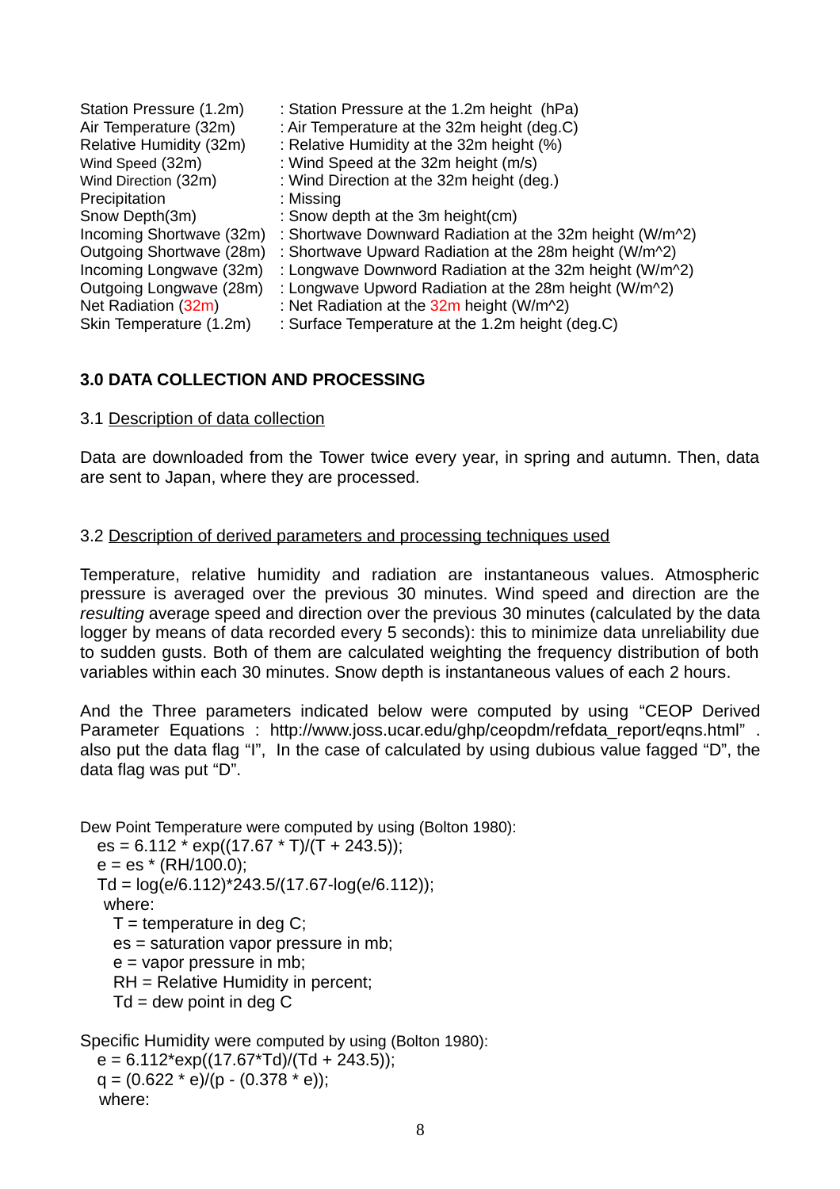| | |
|---|---|
| Station Pressure (1.2m) | : Station Pressure at the 1.2m height (hPa) |
| Air Temperature (32m) | : Air Temperature at the 32m height (deg.C) |
| Relative Humidity (32m) | : Relative Humidity at the 32m height (%) |
| Wind Speed (32m) | : Wind Speed at the 32m height (m/s) |
| Wind Direction (32m) | : Wind Direction at the 32m height (deg.) |
| Precipitation | : Missing |
| Snow Depth(3m) | : Snow depth at the 3m height(cm) |
| Incoming Shortwave (32m) | : Shortwave Downward Radiation at the 32m height (W/m^2) |
| Outgoing Shortwave (28m) | : Shortwave Upward Radiation at the 28m height (W/m^2) |
| Incoming Longwave (32m) | : Longwave Downword Radiation at the 32m height (W/m^2) |
| Outgoing Longwave (28m) | : Longwave Upword Radiation at the 28m height (W/m^2) |
| Net Radiation (32m) | : Net Radiation at the 32m height (W/m^2) |
| Skin Temperature (1.2m) | : Surface Temperature at the 1.2m height (deg.C) |

## 3.0 DATA COLLECTION AND PROCESSING

### 3.1 Description of data collection

Data are downloaded from the Tower twice every year, in spring and autumn. Then, data are sent to Japan, where they are processed.

### 3.2 Description of derived parameters and processing techniques used

Temperature, relative humidity and radiation are instantaneous values. Atmospheric pressure is averaged over the previous 30 minutes. Wind speed and direction are the *resulting* average speed and direction over the previous 30 minutes (calculated by the data logger by means of data recorded every 5 seconds): this to minimize data unreliability due to sudden gusts. Both of them are calculated weighting the frequency distribution of both variables within each 30 minutes. Snow depth is instantaneous values of each 2 hours.

And the Three parameters indicated below were computed by using "CEOP Derived Parameter Equations : http://www.joss.ucar.edu/ghp/ceopdm/refdata_report/eqns.html" . also put the data flag "I", In the case of calculated by using dubious value fagged "D", the data flag was put "D".

Dew Point Temperature were computed by using (Bolton 1980):

```
es = 6.112 * exp((17.67 * T)/(T + 243.5));
e = es * (RH/100.0);
Td = log(e/6.112)*243.5/(17.67-log(e/6.112));
 where:
  T = temperature in deg C;
  es = saturation vapor pressure in mb;
  e = vapor pressure in mb;
  RH = Relative Humidity in percent;
  Td = dew point in deg C
```

Specific Humidity were computed by using (Bolton 1980):

```
e = 6.112*exp((17.67*Td)/(Td + 243.5));
q = (0.622 * e)/(p - (0.378 * e));
 where:
```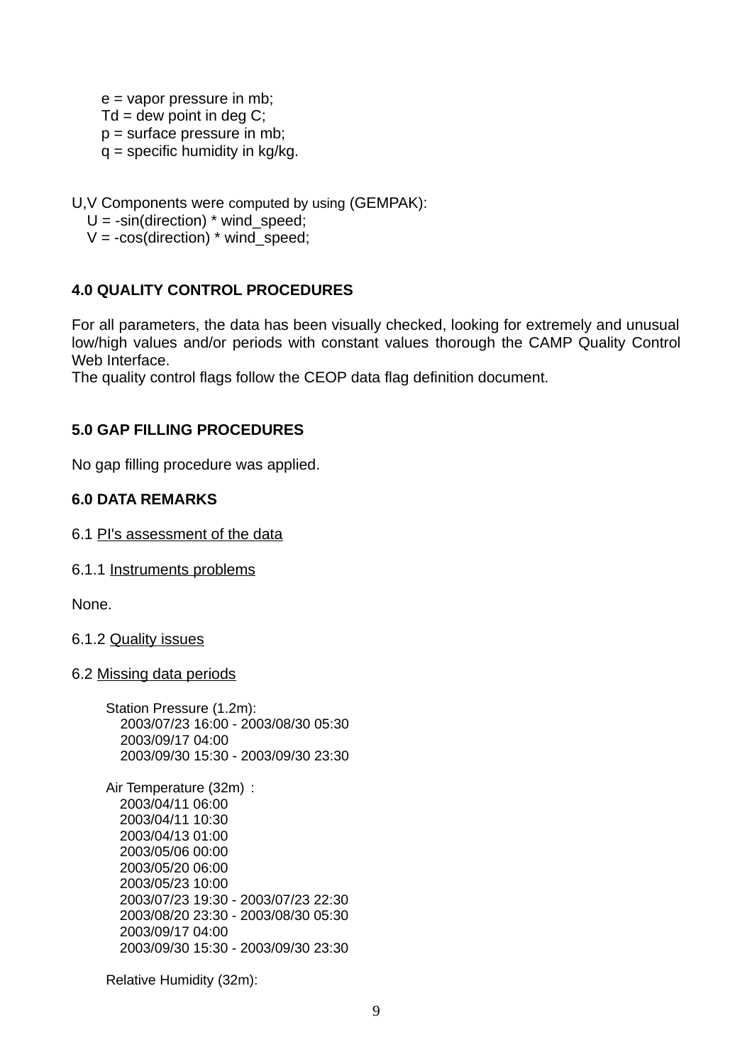e = vapor pressure in mb;
Td = dew point in deg C;
p = surface pressure in mb;
q = specific humidity in kg/kg.

U,V Components were computed by using (GEMPAK):
U = -sin(direction) * wind_speed;
V = -cos(direction) * wind_speed;

## 4.0 QUALITY CONTROL PROCEDURES

For all parameters, the data has been visually checked, looking for extremely and unusual low/high values and/or periods with constant values thorough the CAMP Quality Control Web Interface.
The quality control flags follow the CEOP data flag definition document.

## 5.0 GAP FILLING PROCEDURES

No gap filling procedure was applied.

## 6.0 DATA REMARKS

6.1 PI's assessment of the data

6.1.1 Instruments problems

None.

6.1.2 Quality issues

6.2 Missing data periods

Station Pressure (1.2m):
2003/07/23 16:00 - 2003/08/30 05:30
2003/09/17 04:00
2003/09/30 15:30 - 2003/09/30 23:30

Air Temperature (32m) :
2003/04/11 06:00
2003/04/11 10:30
2003/04/13 01:00
2003/05/06 00:00
2003/05/20 06:00
2003/05/23 10:00
2003/07/23 19:30 - 2003/07/23 22:30
2003/08/20 23:30 - 2003/08/30 05:30
2003/09/17 04:00
2003/09/30 15:30 - 2003/09/30 23:30

Relative Humidity (32m):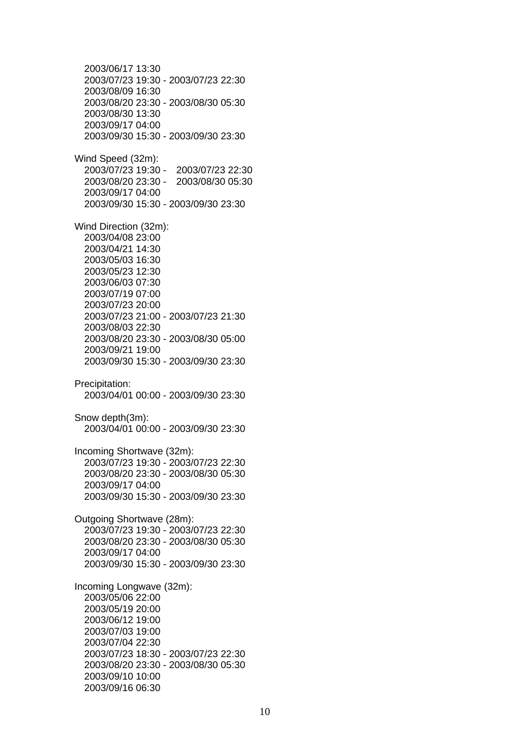2003/06/17 13:30
2003/07/23 19:30 - 2003/07/23 22:30
2003/08/09 16:30
2003/08/20 23:30 - 2003/08/30 05:30
2003/08/30 13:30
2003/09/17 04:00
2003/09/30 15:30 - 2003/09/30 23:30

Wind Speed (32m):
2003/07/23 19:30 - 2003/07/23 22:30
2003/08/20 23:30 - 2003/08/30 05:30
2003/09/17 04:00
2003/09/30 15:30 - 2003/09/30 23:30

Wind Direction (32m):
2003/04/08 23:00
2003/04/21 14:30
2003/05/03 16:30
2003/05/23 12:30
2003/06/03 07:30
2003/07/19 07:00
2003/07/23 20:00
2003/07/23 21:00 - 2003/07/23 21:30
2003/08/03 22:30
2003/08/20 23:30 - 2003/08/30 05:00
2003/09/21 19:00
2003/09/30 15:30 - 2003/09/30 23:30

Precipitation:
2003/04/01 00:00 - 2003/09/30 23:30

Snow depth(3m):
2003/04/01 00:00 - 2003/09/30 23:30

Incoming Shortwave (32m):
2003/07/23 19:30 - 2003/07/23 22:30
2003/08/20 23:30 - 2003/08/30 05:30
2003/09/17 04:00
2003/09/30 15:30 - 2003/09/30 23:30

Outgoing Shortwave (28m):
2003/07/23 19:30 - 2003/07/23 22:30
2003/08/20 23:30 - 2003/08/30 05:30
2003/09/17 04:00
2003/09/30 15:30 - 2003/09/30 23:30

Incoming Longwave (32m):
2003/05/06 22:00
2003/05/19 20:00
2003/06/12 19:00
2003/07/03 19:00
2003/07/04 22:30
2003/07/23 18:30 - 2003/07/23 22:30
2003/08/20 23:30 - 2003/08/30 05:30
2003/09/10 10:00
2003/09/16 06:30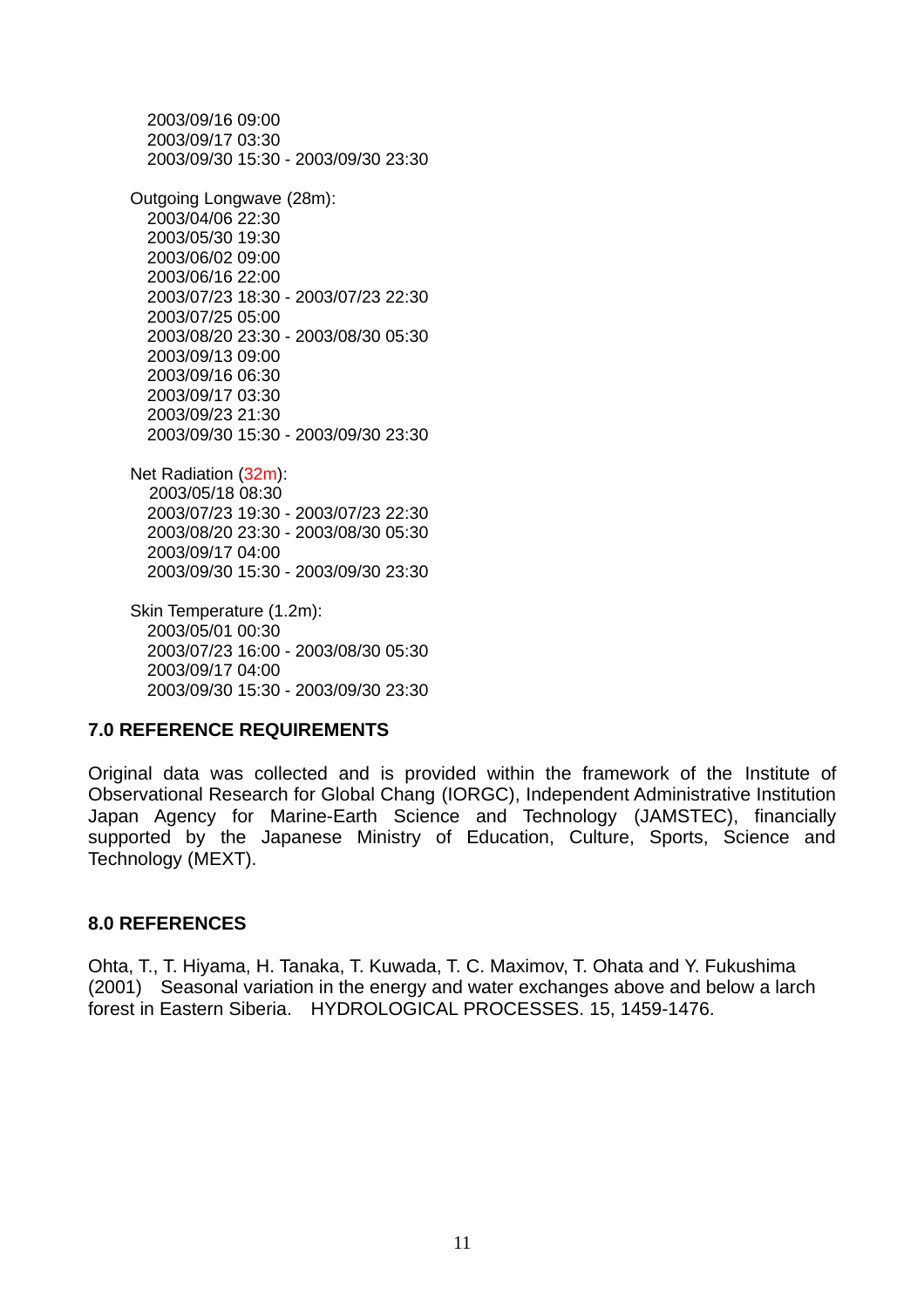2003/09/16 09:00
2003/09/17 03:30
2003/09/30 15:30 - 2003/09/30 23:30

Outgoing Longwave (28m):
2003/04/06 22:30
2003/05/30 19:30
2003/06/02 09:00
2003/06/16 22:00
2003/07/23 18:30 - 2003/07/23 22:30
2003/07/25 05:00
2003/08/20 23:30 - 2003/08/30 05:30
2003/09/13 09:00
2003/09/16 06:30
2003/09/17 03:30
2003/09/23 21:30
2003/09/30 15:30 - 2003/09/30 23:30

Net Radiation (32m):
2003/05/18 08:30
2003/07/23 19:30 - 2003/07/23 22:30
2003/08/20 23:30 - 2003/08/30 05:30
2003/09/17 04:00
2003/09/30 15:30 - 2003/09/30 23:30

Skin Temperature (1.2m):
2003/05/01 00:30
2003/07/23 16:00 - 2003/08/30 05:30
2003/09/17 04:00
2003/09/30 15:30 - 2003/09/30 23:30

## 7.0 REFERENCE REQUIREMENTS

Original data was collected and is provided within the framework of the Institute of Observational Research for Global Chang (IORGC), Independent Administrative Institution Japan Agency for Marine-Earth Science and Technology (JAMSTEC), financially supported by the Japanese Ministry of Education, Culture, Sports, Science and Technology (MEXT).

## 8.0 REFERENCES

Ohta, T., T. Hiyama, H. Tanaka, T. Kuwada, T. C. Maximov, T. Ohata and Y. Fukushima (2001) Seasonal variation in the energy and water exchanges above and below a larch forest in Eastern Siberia. HYDROLOGICAL PROCESSES. 15, 1459-1476.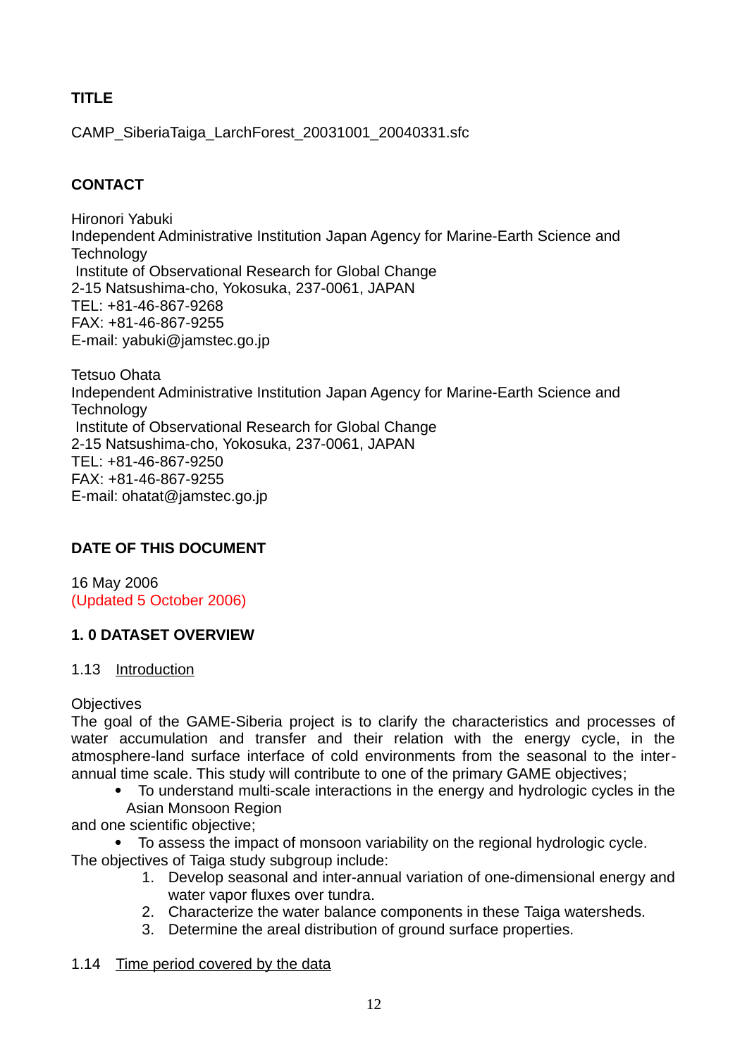**TITLE**

CAMP_SiberiaTaiga_LarchForest_20031001_20040331.sfc

**CONTACT**

Hironori Yabuki
Independent Administrative Institution Japan Agency for Marine-Earth Science and Technology
Institute of Observational Research for Global Change
2-15 Natsushima-cho, Yokosuka, 237-0061, JAPAN
TEL: +81-46-867-9268
FAX: +81-46-867-9255
E-mail: yabuki@jamstec.go.jp

Tetsuo Ohata
Independent Administrative Institution Japan Agency for Marine-Earth Science and Technology
Institute of Observational Research for Global Change
2-15 Natsushima-cho, Yokosuka, 237-0061, JAPAN
TEL: +81-46-867-9250
FAX: +81-46-867-9255
E-mail: ohatat@jamstec.go.jp

**DATE OF THIS DOCUMENT**

16 May 2006
(Updated 5 October 2006)

**1. 0 DATASET OVERVIEW**

1.13 Introduction

Objectives
The goal of the GAME-Siberia project is to clarify the characteristics and processes of water accumulation and transfer and their relation with the energy cycle, in the atmosphere-land surface interface of cold environments from the seasonal to the inter-annual time scale. This study will contribute to one of the primary GAME objectives;

- To understand multi-scale interactions in the energy and hydrologic cycles in the Asian Monsoon Region

and one scientific objective;

- To assess the impact of monsoon variability on the regional hydrologic cycle.

The objectives of Taiga study subgroup include:

1. Develop seasonal and inter-annual variation of one-dimensional energy and water vapor fluxes over tundra.
2. Characterize the water balance components in these Taiga watersheds.
3. Determine the areal distribution of ground surface properties.

1.14 Time period covered by the data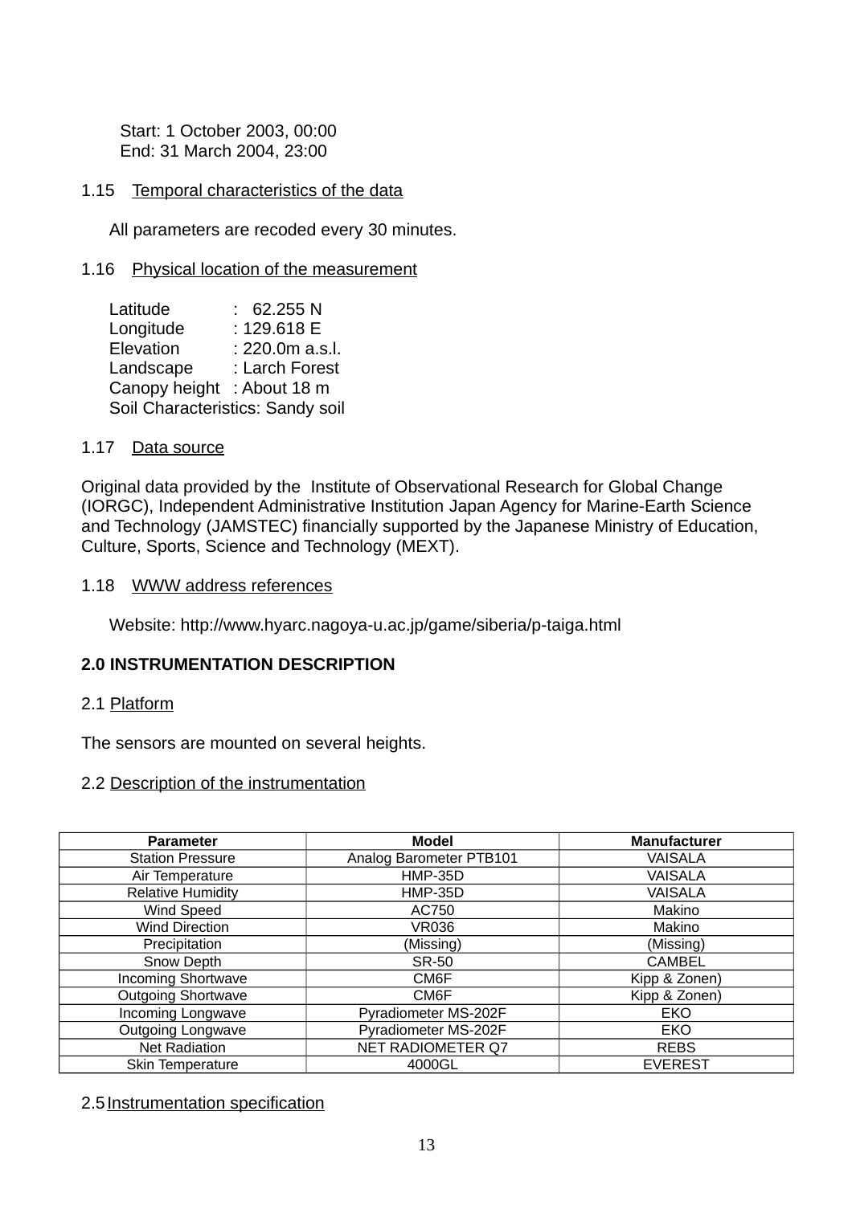Start: 1 October 2003, 00:00
End: 31 March 2004, 23:00

1.15 Temporal characteristics of the data

All parameters are recoded every 30 minutes.

1.16 Physical location of the measurement

Latitude : 62.255 N
Longitude : 129.618 E
Elevation : 220.0m a.s.l.
Landscape : Larch Forest
Canopy height : About 18 m
Soil Characteristics: Sandy soil

1.17 Data source

Original data provided by the Institute of Observational Research for Global Change (IORGC), Independent Administrative Institution Japan Agency for Marine-Earth Science and Technology (JAMSTEC) financially supported by the Japanese Ministry of Education, Culture, Sports, Science and Technology (MEXT).

1.18 WWW address references

Website: http://www.hyarc.nagoya-u.ac.jp/game/siberia/p-taiga.html

## 2.0 INSTRUMENTATION DESCRIPTION

2.1 Platform

The sensors are mounted on several heights.

2.2 Description of the instrumentation

| Parameter | Model | Manufacturer |
|---|---|---|
| Station Pressure | Analog Barometer PTB101 | VAISALA |
| Air Temperature | HMP-35D | VAISALA |
| Relative Humidity | HMP-35D | VAISALA |
| Wind Speed | AC750 | Makino |
| Wind Direction | VR036 | Makino |
| Precipitation | (Missing) | (Missing) |
| Snow Depth | SR-50 | CAMBEL |
| Incoming Shortwave | CM6F | Kipp & Zonen) |
| Outgoing Shortwave | CM6F | Kipp & Zonen) |
| Incoming Longwave | Pyradiometer MS-202F | EKO |
| Outgoing Longwave | Pyradiometer MS-202F | EKO |
| Net Radiation | NET RADIOMETER Q7 | REBS |
| Skin Temperature | 4000GL | EVEREST |

2.5 Instrumentation specification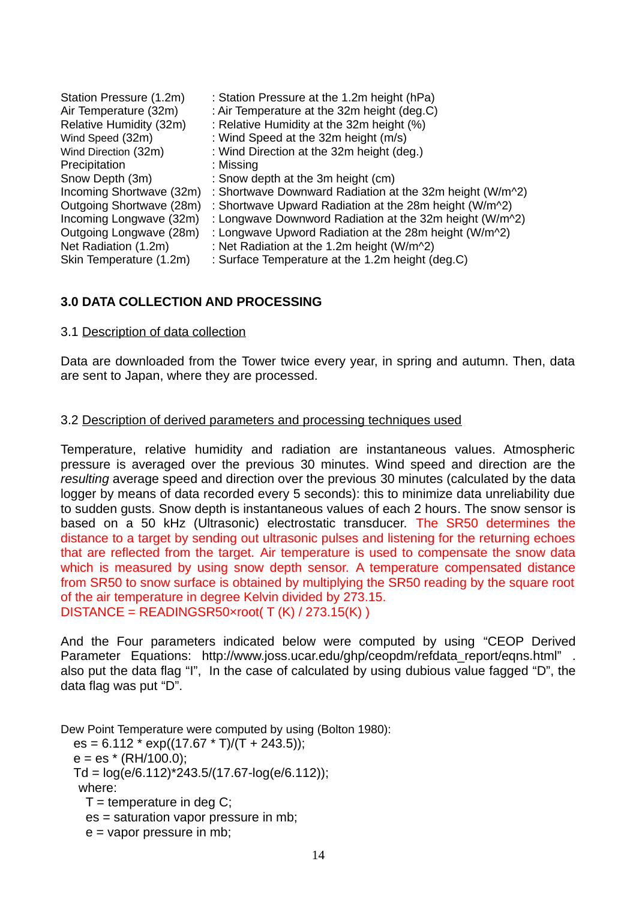| | |
|---|---|
| Station Pressure (1.2m) | : Station Pressure at the 1.2m height (hPa) |
| Air Temperature (32m) | : Air Temperature at the 32m height (deg.C) |
| Relative Humidity (32m) | : Relative Humidity at the 32m height (%) |
| Wind Speed (32m) | : Wind Speed at the 32m height (m/s) |
| Wind Direction (32m) | : Wind Direction at the 32m height (deg.) |
| Precipitation | : Missing |
| Snow Depth (3m) | : Snow depth at the 3m height (cm) |
| Incoming Shortwave (32m) | : Shortwave Downward Radiation at the 32m height (W/m^2) |
| Outgoing Shortwave (28m) | : Shortwave Upward Radiation at the 28m height (W/m^2) |
| Incoming Longwave (32m) | : Longwave Downword Radiation at the 32m height (W/m^2) |
| Outgoing Longwave (28m) | : Longwave Upword Radiation at the 28m height (W/m^2) |
| Net Radiation (1.2m) | : Net Radiation at the 1.2m height (W/m^2) |
| Skin Temperature (1.2m) | : Surface Temperature at the 1.2m height (deg.C) |

## 3.0 DATA COLLECTION AND PROCESSING

### 3.1 Description of data collection

Data are downloaded from the Tower twice every year, in spring and autumn. Then, data are sent to Japan, where they are processed.

### 3.2 Description of derived parameters and processing techniques used

Temperature, relative humidity and radiation are instantaneous values. Atmospheric pressure is averaged over the previous 30 minutes. Wind speed and direction are the *resulting* average speed and direction over the previous 30 minutes (calculated by the data logger by means of data recorded every 5 seconds): this to minimize data unreliability due to sudden gusts. Snow depth is instantaneous values of each 2 hours. The snow sensor is based on a 50 kHz (Ultrasonic) electrostatic transducer. The SR50 determines the distance to a target by sending out ultrasonic pulses and listening for the returning echoes that are reflected from the target. Air temperature is used to compensate the snow data which is measured by using snow depth sensor. A temperature compensated distance from SR50 to snow surface is obtained by multiplying the SR50 reading by the square root of the air temperature in degree Kelvin divided by 273.15.
DISTANCE = READINGSR50×root( T (K) / 273.15(K) )

And the Four parameters indicated below were computed by using "CEOP Derived Parameter Equations: http://www.joss.ucar.edu/ghp/ceopdm/refdata_report/eqns.html" . also put the data flag "I", In the case of calculated by using dubious value fagged "D", the data flag was put "D".

Dew Point Temperature were computed by using (Bolton 1980):

```
es = 6.112 * exp((17.67 * T)/(T + 243.5));
e = es * (RH/100.0);
Td = log(e/6.112)*243.5/(17.67-log(e/6.112));
 where:
  T = temperature in deg C;
  es = saturation vapor pressure in mb;
  e = vapor pressure in mb;
```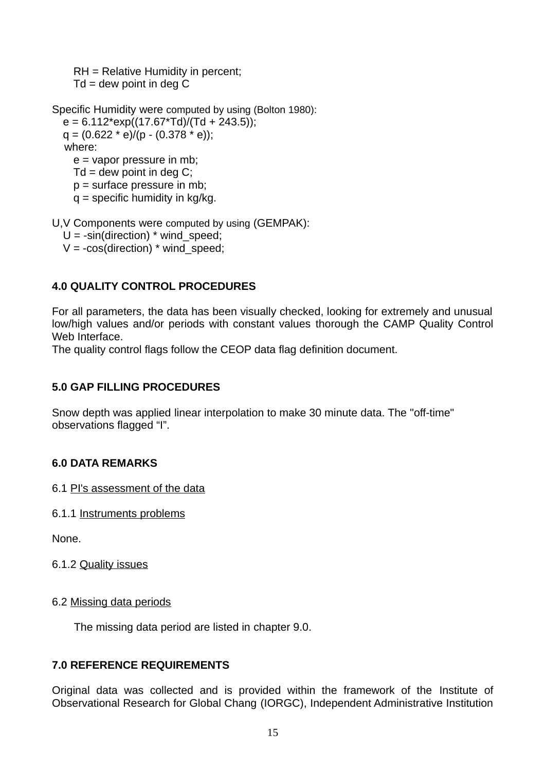RH = Relative Humidity in percent;
Td = dew point in deg C

Specific Humidity were computed by using (Bolton 1980):

```
e = 6.112*exp((17.67*Td)/(Td + 243.5));
q = (0.622 * e)/(p - (0.378 * e));
where:
  e = vapor pressure in mb;
  Td = dew point in deg C;
  p = surface pressure in mb;
  q = specific humidity in kg/kg.
```

U,V Components were computed by using (GEMPAK):

```
U = -sin(direction) * wind_speed;
V = -cos(direction) * wind_speed;
```

## 4.0 QUALITY CONTROL PROCEDURES

For all parameters, the data has been visually checked, looking for extremely and unusual low/high values and/or periods with constant values thorough the CAMP Quality Control Web Interface.
The quality control flags follow the CEOP data flag definition document.

## 5.0 GAP FILLING PROCEDURES

Snow depth was applied linear interpolation to make 30 minute data. The "off-time" observations flagged “I”.

## 6.0 DATA REMARKS

6.1 PI's assessment of the data

6.1.1 Instruments problems

None.

6.1.2 Quality issues

6.2 Missing data periods

The missing data period are listed in chapter 9.0.

## 7.0 REFERENCE REQUIREMENTS

Original data was collected and is provided within the framework of the Institute of Observational Research for Global Chang (IORGC), Independent Administrative Institution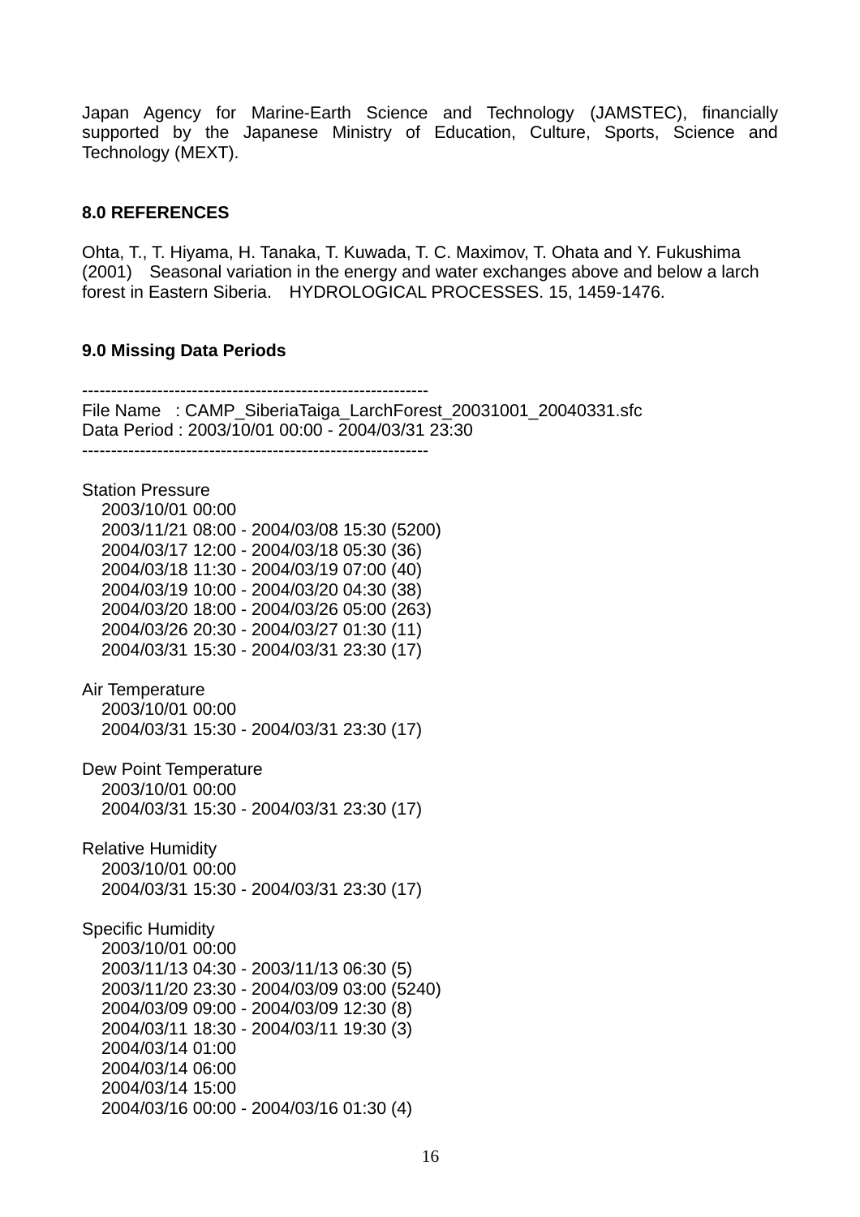Japan Agency for Marine-Earth Science and Technology (JAMSTEC), financially supported by the Japanese Ministry of Education, Culture, Sports, Science and Technology (MEXT).

### 8.0 REFERENCES

Ohta, T., T. Hiyama, H. Tanaka, T. Kuwada, T. C. Maximov, T. Ohata and Y. Fukushima (2001) Seasonal variation in the energy and water exchanges above and below a larch forest in Eastern Siberia. HYDROLOGICAL PROCESSES. 15, 1459-1476.

### 9.0 Missing Data Periods

```
-------------------------------------------------------------
File Name   : CAMP_SiberiaTaiga_LarchForest_20031001_20040331.sfc
Data Period : 2003/10/01 00:00 - 2004/03/31 23:30
-------------------------------------------------------------

Station Pressure
   2003/10/01 00:00
   2003/11/21 08:00 - 2004/03/08 15:30 (5200)
   2004/03/17 12:00 - 2004/03/18 05:30 (36)
   2004/03/18 11:30 - 2004/03/19 07:00 (40)
   2004/03/19 10:00 - 2004/03/20 04:30 (38)
   2004/03/20 18:00 - 2004/03/26 05:00 (263)
   2004/03/26 20:30 - 2004/03/27 01:30 (11)
   2004/03/31 15:30 - 2004/03/31 23:30 (17)

Air Temperature
   2003/10/01 00:00
   2004/03/31 15:30 - 2004/03/31 23:30 (17)

Dew Point Temperature
   2003/10/01 00:00
   2004/03/31 15:30 - 2004/03/31 23:30 (17)

Relative Humidity
   2003/10/01 00:00
   2004/03/31 15:30 - 2004/03/31 23:30 (17)

Specific Humidity
   2003/10/01 00:00
   2003/11/13 04:30 - 2003/11/13 06:30 (5)
   2003/11/20 23:30 - 2004/03/09 03:00 (5240)
   2004/03/09 09:00 - 2004/03/09 12:30 (8)
   2004/03/11 18:30 - 2004/03/11 19:30 (3)
   2004/03/14 01:00
   2004/03/14 06:00
   2004/03/14 15:00
   2004/03/16 00:00 - 2004/03/16 01:30 (4)
```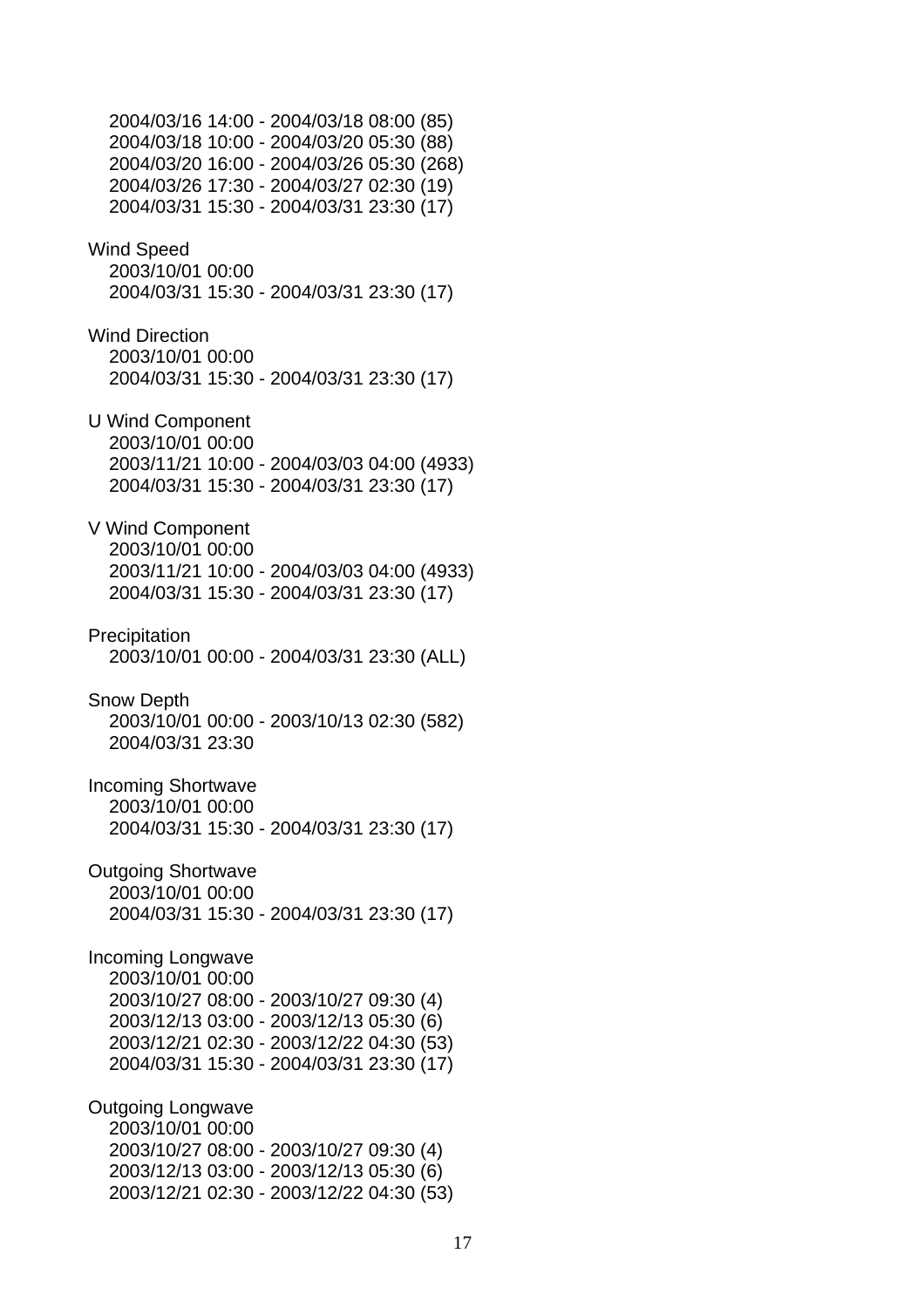2004/03/16 14:00 - 2004/03/18 08:00 (85)
2004/03/18 10:00 - 2004/03/20 05:30 (88)
2004/03/20 16:00 - 2004/03/26 05:30 (268)
2004/03/26 17:30 - 2004/03/27 02:30 (19)
2004/03/31 15:30 - 2004/03/31 23:30 (17)

Wind Speed
2003/10/01 00:00
2004/03/31 15:30 - 2004/03/31 23:30 (17)

Wind Direction
2003/10/01 00:00
2004/03/31 15:30 - 2004/03/31 23:30 (17)

U Wind Component
2003/10/01 00:00
2003/11/21 10:00 - 2004/03/03 04:00 (4933)
2004/03/31 15:30 - 2004/03/31 23:30 (17)

V Wind Component
2003/10/01 00:00
2003/11/21 10:00 - 2004/03/03 04:00 (4933)
2004/03/31 15:30 - 2004/03/31 23:30 (17)

Precipitation
2003/10/01 00:00 - 2004/03/31 23:30 (ALL)

Snow Depth
2003/10/01 00:00 - 2003/10/13 02:30 (582)
2004/03/31 23:30

Incoming Shortwave
2003/10/01 00:00
2004/03/31 15:30 - 2004/03/31 23:30 (17)

Outgoing Shortwave
2003/10/01 00:00
2004/03/31 15:30 - 2004/03/31 23:30 (17)

Incoming Longwave
2003/10/01 00:00
2003/10/27 08:00 - 2003/10/27 09:30 (4)
2003/12/13 03:00 - 2003/12/13 05:30 (6)
2003/12/21 02:30 - 2003/12/22 04:30 (53)
2004/03/31 15:30 - 2004/03/31 23:30 (17)

Outgoing Longwave
2003/10/01 00:00
2003/10/27 08:00 - 2003/10/27 09:30 (4)
2003/12/13 03:00 - 2003/12/13 05:30 (6)
2003/12/21 02:30 - 2003/12/22 04:30 (53)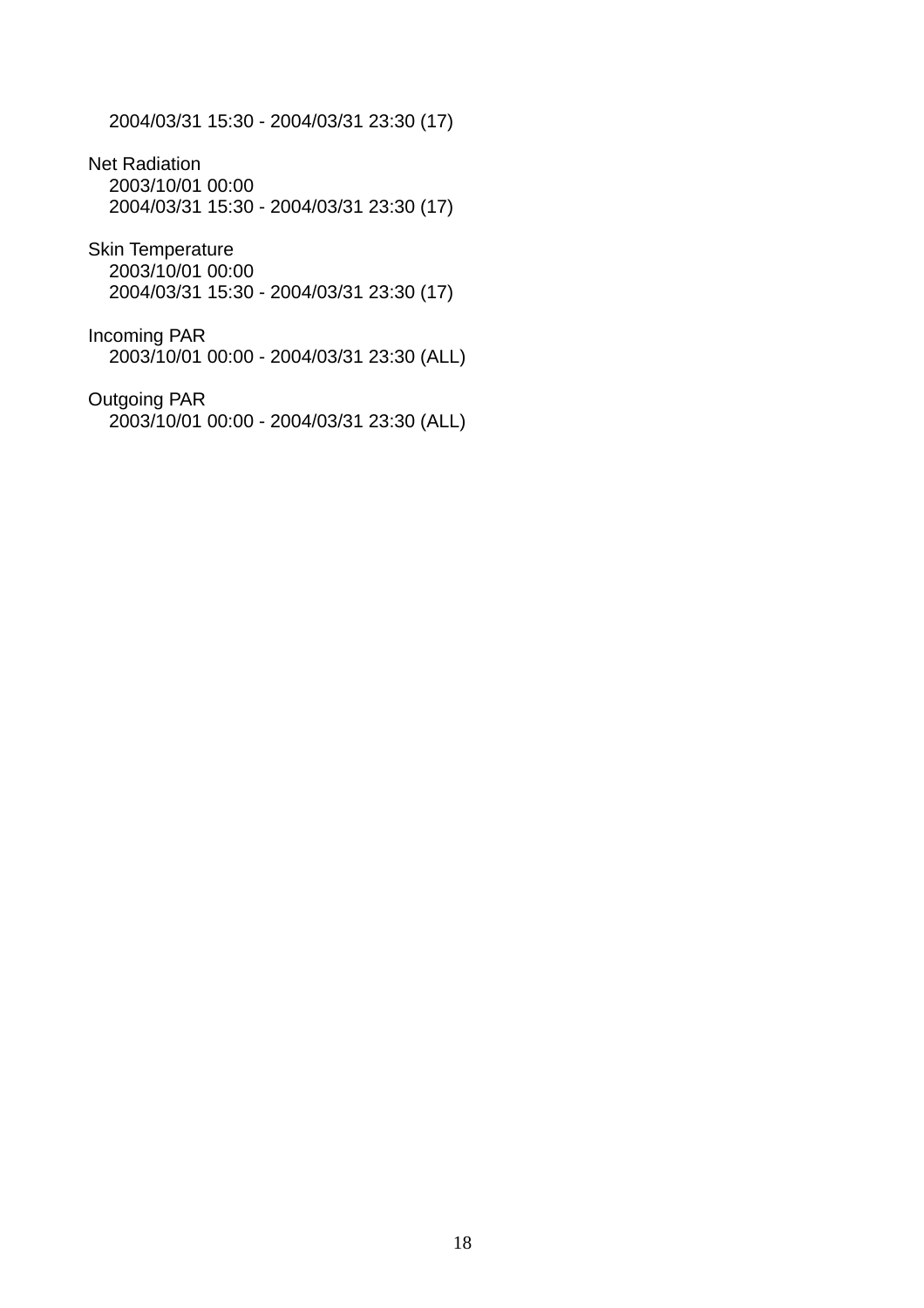2004/03/31 15:30 - 2004/03/31 23:30 (17)

Net Radiation
    2003/10/01 00:00
    2004/03/31 15:30 - 2004/03/31 23:30 (17)

Skin Temperature
    2003/10/01 00:00
    2004/03/31 15:30 - 2004/03/31 23:30 (17)

Incoming PAR
    2003/10/01 00:00 - 2004/03/31 23:30 (ALL)

Outgoing PAR
    2003/10/01 00:00 - 2004/03/31 23:30 (ALL)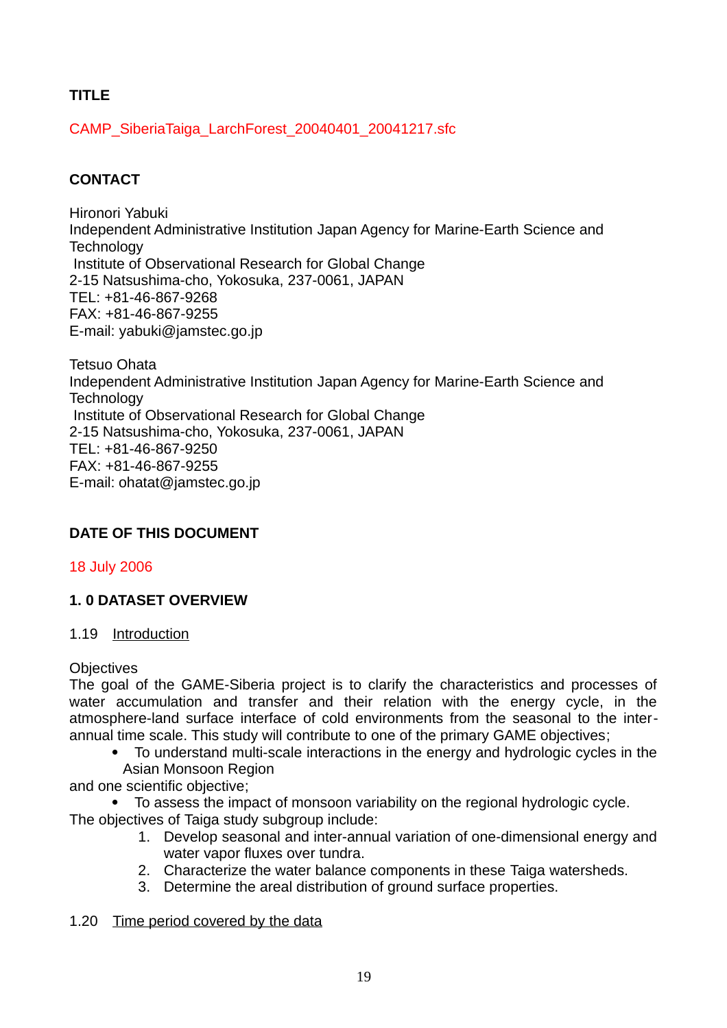**TITLE**

CAMP_SiberiaTaiga_LarchForest_20040401_20041217.sfc

**CONTACT**

Hironori Yabuki
Independent Administrative Institution Japan Agency for Marine-Earth Science and Technology
Institute of Observational Research for Global Change
2-15 Natsushima-cho, Yokosuka, 237-0061, JAPAN
TEL: +81-46-867-9268
FAX: +81-46-867-9255
E-mail: yabuki@jamstec.go.jp

Tetsuo Ohata
Independent Administrative Institution Japan Agency for Marine-Earth Science and Technology
Institute of Observational Research for Global Change
2-15 Natsushima-cho, Yokosuka, 237-0061, JAPAN
TEL: +81-46-867-9250
FAX: +81-46-867-9255
E-mail: ohatat@jamstec.go.jp

**DATE OF THIS DOCUMENT**

18 July 2006

**1. 0 DATASET OVERVIEW**

1.19 Introduction

Objectives
The goal of the GAME-Siberia project is to clarify the characteristics and processes of water accumulation and transfer and their relation with the energy cycle, in the atmosphere-land surface interface of cold environments from the seasonal to the inter-annual time scale. This study will contribute to one of the primary GAME objectives;

- To understand multi-scale interactions in the energy and hydrologic cycles in the Asian Monsoon Region

and one scientific objective;

- To assess the impact of monsoon variability on the regional hydrologic cycle.

The objectives of Taiga study subgroup include:

1. Develop seasonal and inter-annual variation of one-dimensional energy and water vapor fluxes over tundra.
2. Characterize the water balance components in these Taiga watersheds.
3. Determine the areal distribution of ground surface properties.

1.20 Time period covered by the data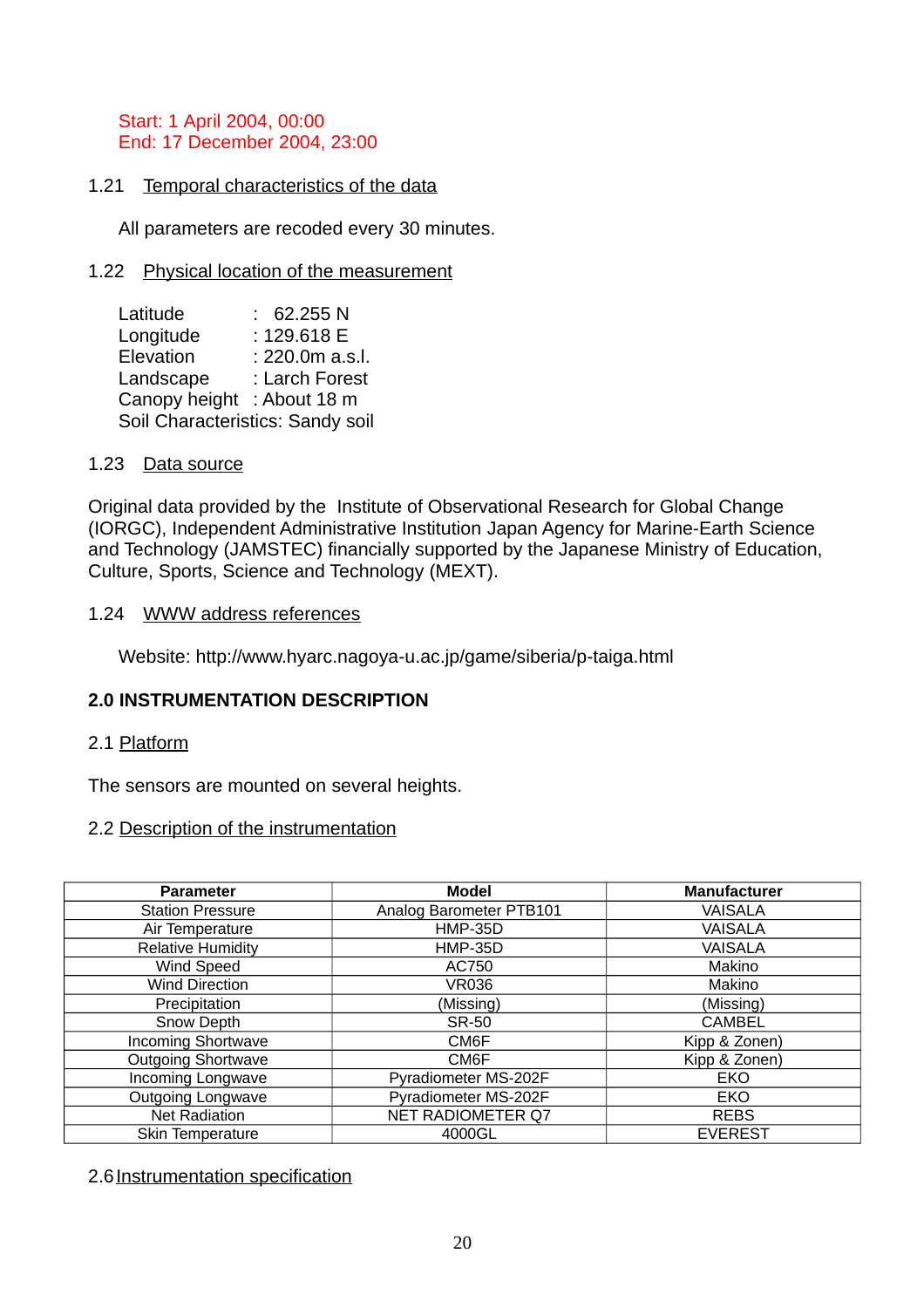Start: 1 April 2004, 00:00
End: 17 December 2004, 23:00

### 1.21 Temporal characteristics of the data

All parameters are recoded every 30 minutes.

### 1.22 Physical location of the measurement

Latitude : 62.255 N
Longitude : 129.618 E
Elevation : 220.0m a.s.l.
Landscape : Larch Forest
Canopy height : About 18 m
Soil Characteristics: Sandy soil

### 1.23 Data source

Original data provided by the Institute of Observational Research for Global Change (IORGC), Independent Administrative Institution Japan Agency for Marine-Earth Science and Technology (JAMSTEC) financially supported by the Japanese Ministry of Education, Culture, Sports, Science and Technology (MEXT).

### 1.24 WWW address references

Website: http://www.hyarc.nagoya-u.ac.jp/game/siberia/p-taiga.html

## 2.0 INSTRUMENTATION DESCRIPTION

### 2.1 Platform

The sensors are mounted on several heights.

### 2.2 Description of the instrumentation

| Parameter | Model | Manufacturer |
|---|---|---|
| Station Pressure | Analog Barometer PTB101 | VAISALA |
| Air Temperature | HMP-35D | VAISALA |
| Relative Humidity | HMP-35D | VAISALA |
| Wind Speed | AC750 | Makino |
| Wind Direction | VR036 | Makino |
| Precipitation | (Missing) | (Missing) |
| Snow Depth | SR-50 | CAMBEL |
| Incoming Shortwave | CM6F | Kipp & Zonen) |
| Outgoing Shortwave | CM6F | Kipp & Zonen) |
| Incoming Longwave | Pyradiometer MS-202F | EKO |
| Outgoing Longwave | Pyradiometer MS-202F | EKO |
| Net Radiation | NET RADIOMETER Q7 | REBS |
| Skin Temperature | 4000GL | EVEREST |

### 2.6 Instrumentation specification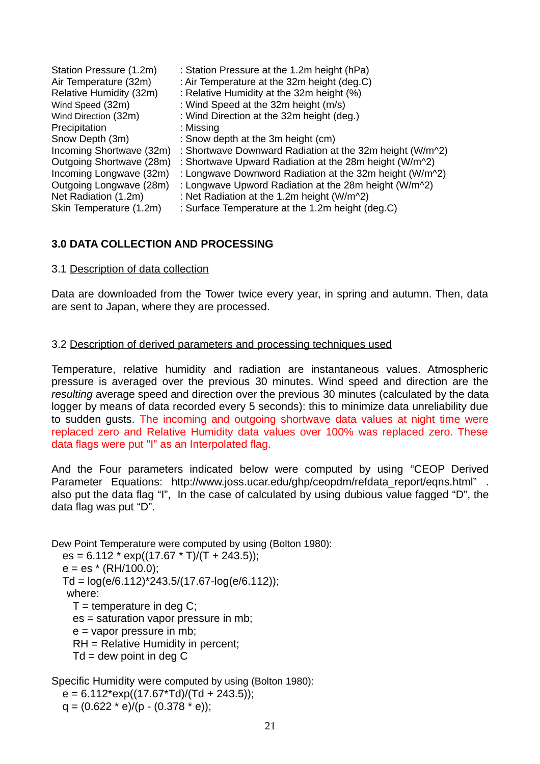Station Pressure (1.2m) : Station Pressure at the 1.2m height (hPa)
Air Temperature (32m) : Air Temperature at the 32m height (deg.C)
Relative Humidity (32m) : Relative Humidity at the 32m height (%)
Wind Speed (32m) : Wind Speed at the 32m height (m/s)
Wind Direction (32m) : Wind Direction at the 32m height (deg.)
Precipitation : Missing
Snow Depth (3m) : Snow depth at the 3m height (cm)
Incoming Shortwave (32m) : Shortwave Downward Radiation at the 32m height (W/m^2)
Outgoing Shortwave (28m) : Shortwave Upward Radiation at the 28m height (W/m^2)
Incoming Longwave (32m) : Longwave Downword Radiation at the 32m height (W/m^2)
Outgoing Longwave (28m) : Longwave Upword Radiation at the 28m height (W/m^2)
Net Radiation (1.2m) : Net Radiation at the 1.2m height (W/m^2)
Skin Temperature (1.2m) : Surface Temperature at the 1.2m height (deg.C)

## 3.0 DATA COLLECTION AND PROCESSING

### 3.1 Description of data collection

Data are downloaded from the Tower twice every year, in spring and autumn. Then, data are sent to Japan, where they are processed.

### 3.2 Description of derived parameters and processing techniques used

Temperature, relative humidity and radiation are instantaneous values. Atmospheric pressure is averaged over the previous 30 minutes. Wind speed and direction are the *resulting* average speed and direction over the previous 30 minutes (calculated by the data logger by means of data recorded every 5 seconds): this to minimize data unreliability due to sudden gusts. The incoming and outgoing shortwave data values at night time were replaced zero and Relative Humidity data values over 100% was replaced zero. These data flags were put "I" as an Interpolated flag.

And the Four parameters indicated below were computed by using “CEOP Derived Parameter Equations: http://www.joss.ucar.edu/ghp/ceopdm/refdata_report/eqns.html” . also put the data flag “I”, In the case of calculated by using dubious value fagged “D”, the data flag was put “D”.

Dew Point Temperature were computed by using (Bolton 1980):

```
es = 6.112 * exp((17.67 * T)/(T + 243.5));
e = es * (RH/100.0);
Td = log(e/6.112)*243.5/(17.67-log(e/6.112));
 where:
   T = temperature in deg C;
   es = saturation vapor pressure in mb;
   e = vapor pressure in mb;
   RH = Relative Humidity in percent;
   Td = dew point in deg C
```

Specific Humidity were computed by using (Bolton 1980):

```
e = 6.112*exp((17.67*Td)/(Td + 243.5));
q = (0.622 * e)/(p - (0.378 * e));
```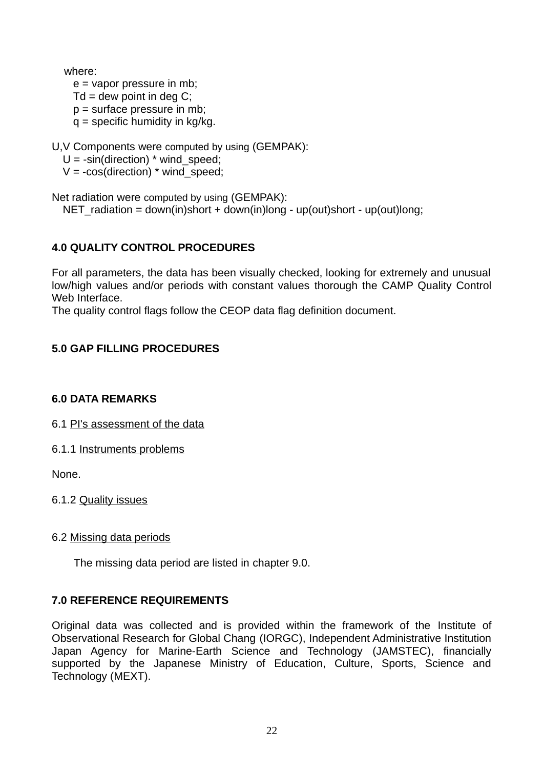where:

e = vapor pressure in mb;
Td = dew point in deg C;
p = surface pressure in mb;
q = specific humidity in kg/kg.

U,V Components were computed by using (GEMPAK):

U = -sin(direction) * wind_speed;
V = -cos(direction) * wind_speed;

Net radiation were computed by using (GEMPAK):

NET_radiation = down(in)short + down(in)long - up(out)short - up(out)long;

## 4.0 QUALITY CONTROL PROCEDURES

For all parameters, the data has been visually checked, looking for extremely and unusual low/high values and/or periods with constant values thorough the CAMP Quality Control Web Interface.
The quality control flags follow the CEOP data flag definition document.

## 5.0 GAP FILLING PROCEDURES

## 6.0 DATA REMARKS

6.1 PI's assessment of the data

6.1.1 Instruments problems

None.

6.1.2 Quality issues

6.2 Missing data periods

The missing data period are listed in chapter 9.0.

## 7.0 REFERENCE REQUIREMENTS

Original data was collected and is provided within the framework of the Institute of Observational Research for Global Chang (IORGC), Independent Administrative Institution Japan Agency for Marine-Earth Science and Technology (JAMSTEC), financially supported by the Japanese Ministry of Education, Culture, Sports, Science and Technology (MEXT).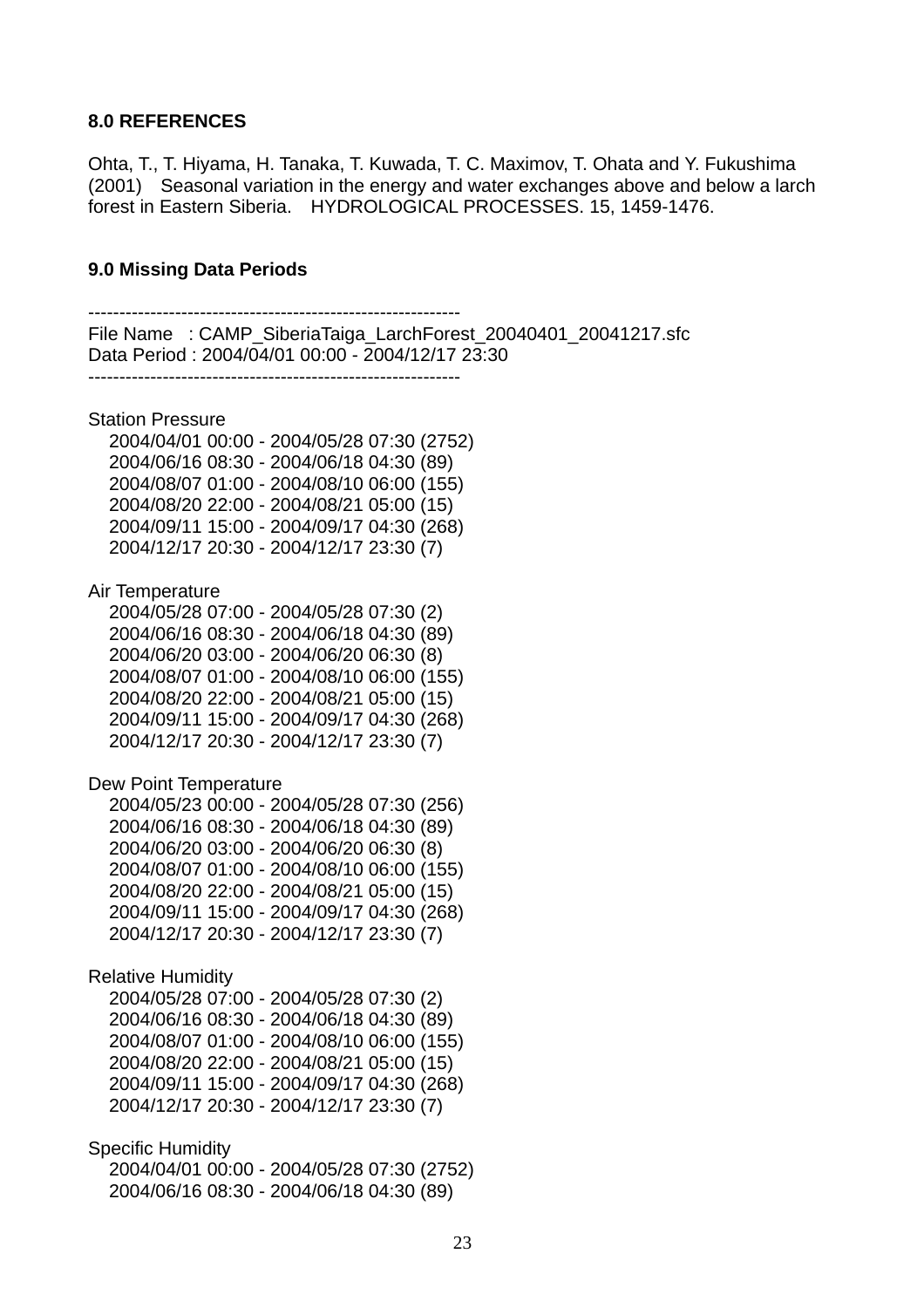## 8.0 REFERENCES

Ohta, T., T. Hiyama, H. Tanaka, T. Kuwada, T. C. Maximov, T. Ohata and Y. Fukushima (2001) Seasonal variation in the energy and water exchanges above and below a larch forest in Eastern Siberia. HYDROLOGICAL PROCESSES. 15, 1459-1476.

## 9.0 Missing Data Periods

```
------------------------------------------------------------
File Name   : CAMP_SiberiaTaiga_LarchForest_20040401_20041217.sfc
Data Period : 2004/04/01 00:00 - 2004/12/17 23:30
------------------------------------------------------------

Station Pressure
    2004/04/01 00:00 - 2004/05/28 07:30 (2752)
    2004/06/16 08:30 - 2004/06/18 04:30 (89)
    2004/08/07 01:00 - 2004/08/10 06:00 (155)
    2004/08/20 22:00 - 2004/08/21 05:00 (15)
    2004/09/11 15:00 - 2004/09/17 04:30 (268)
    2004/12/17 20:30 - 2004/12/17 23:30 (7)

Air Temperature
    2004/05/28 07:00 - 2004/05/28 07:30 (2)
    2004/06/16 08:30 - 2004/06/18 04:30 (89)
    2004/06/20 03:00 - 2004/06/20 06:30 (8)
    2004/08/07 01:00 - 2004/08/10 06:00 (155)
    2004/08/20 22:00 - 2004/08/21 05:00 (15)
    2004/09/11 15:00 - 2004/09/17 04:30 (268)
    2004/12/17 20:30 - 2004/12/17 23:30 (7)

Dew Point Temperature
    2004/05/23 00:00 - 2004/05/28 07:30 (256)
    2004/06/16 08:30 - 2004/06/18 04:30 (89)
    2004/06/20 03:00 - 2004/06/20 06:30 (8)
    2004/08/07 01:00 - 2004/08/10 06:00 (155)
    2004/08/20 22:00 - 2004/08/21 05:00 (15)
    2004/09/11 15:00 - 2004/09/17 04:30 (268)
    2004/12/17 20:30 - 2004/12/17 23:30 (7)

Relative Humidity
    2004/05/28 07:00 - 2004/05/28 07:30 (2)
    2004/06/16 08:30 - 2004/06/18 04:30 (89)
    2004/08/07 01:00 - 2004/08/10 06:00 (155)
    2004/08/20 22:00 - 2004/08/21 05:00 (15)
    2004/09/11 15:00 - 2004/09/17 04:30 (268)
    2004/12/17 20:30 - 2004/12/17 23:30 (7)

Specific Humidity
    2004/04/01 00:00 - 2004/05/28 07:30 (2752)
    2004/06/16 08:30 - 2004/06/18 04:30 (89)
```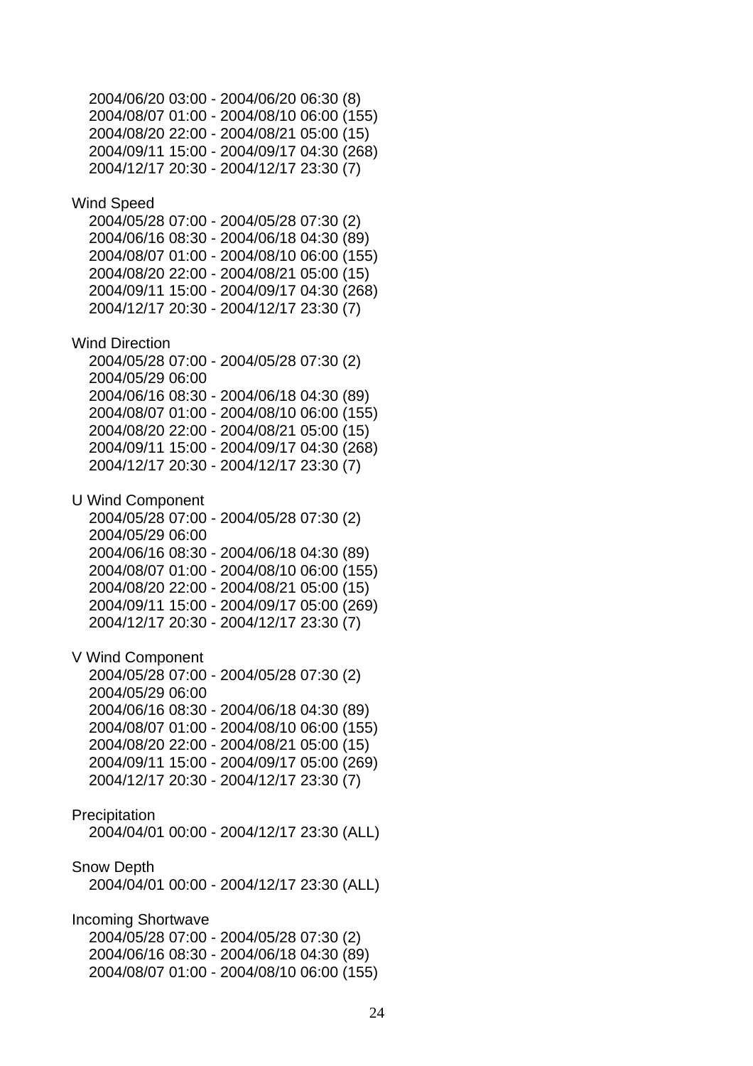2004/06/20 03:00 - 2004/06/20 06:30 (8)
2004/08/07 01:00 - 2004/08/10 06:00 (155)
2004/08/20 22:00 - 2004/08/21 05:00 (15)
2004/09/11 15:00 - 2004/09/17 04:30 (268)
2004/12/17 20:30 - 2004/12/17 23:30 (7)

Wind Speed
2004/05/28 07:00 - 2004/05/28 07:30 (2)
2004/06/16 08:30 - 2004/06/18 04:30 (89)
2004/08/07 01:00 - 2004/08/10 06:00 (155)
2004/08/20 22:00 - 2004/08/21 05:00 (15)
2004/09/11 15:00 - 2004/09/17 04:30 (268)
2004/12/17 20:30 - 2004/12/17 23:30 (7)

Wind Direction
2004/05/28 07:00 - 2004/05/28 07:30 (2)
2004/05/29 06:00
2004/06/16 08:30 - 2004/06/18 04:30 (89)
2004/08/07 01:00 - 2004/08/10 06:00 (155)
2004/08/20 22:00 - 2004/08/21 05:00 (15)
2004/09/11 15:00 - 2004/09/17 04:30 (268)
2004/12/17 20:30 - 2004/12/17 23:30 (7)

U Wind Component
2004/05/28 07:00 - 2004/05/28 07:30 (2)
2004/05/29 06:00
2004/06/16 08:30 - 2004/06/18 04:30 (89)
2004/08/07 01:00 - 2004/08/10 06:00 (155)
2004/08/20 22:00 - 2004/08/21 05:00 (15)
2004/09/11 15:00 - 2004/09/17 05:00 (269)
2004/12/17 20:30 - 2004/12/17 23:30 (7)

V Wind Component
2004/05/28 07:00 - 2004/05/28 07:30 (2)
2004/05/29 06:00
2004/06/16 08:30 - 2004/06/18 04:30 (89)
2004/08/07 01:00 - 2004/08/10 06:00 (155)
2004/08/20 22:00 - 2004/08/21 05:00 (15)
2004/09/11 15:00 - 2004/09/17 05:00 (269)
2004/12/17 20:30 - 2004/12/17 23:30 (7)

Precipitation
2004/04/01 00:00 - 2004/12/17 23:30 (ALL)

Snow Depth
2004/04/01 00:00 - 2004/12/17 23:30 (ALL)

Incoming Shortwave
2004/05/28 07:00 - 2004/05/28 07:30 (2)
2004/06/16 08:30 - 2004/06/18 04:30 (89)
2004/08/07 01:00 - 2004/08/10 06:00 (155)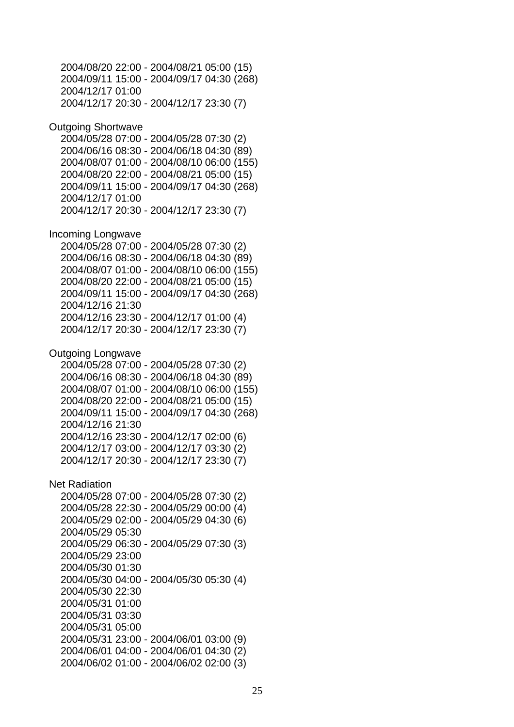2004/08/20 22:00 - 2004/08/21 05:00 (15)
2004/09/11 15:00 - 2004/09/17 04:30 (268)
2004/12/17 01:00
2004/12/17 20:30 - 2004/12/17 23:30 (7)

Outgoing Shortwave

2004/05/28 07:00 - 2004/05/28 07:30 (2)
2004/06/16 08:30 - 2004/06/18 04:30 (89)
2004/08/07 01:00 - 2004/08/10 06:00 (155)
2004/08/20 22:00 - 2004/08/21 05:00 (15)
2004/09/11 15:00 - 2004/09/17 04:30 (268)
2004/12/17 01:00
2004/12/17 20:30 - 2004/12/17 23:30 (7)

Incoming Longwave

2004/05/28 07:00 - 2004/05/28 07:30 (2)
2004/06/16 08:30 - 2004/06/18 04:30 (89)
2004/08/07 01:00 - 2004/08/10 06:00 (155)
2004/08/20 22:00 - 2004/08/21 05:00 (15)
2004/09/11 15:00 - 2004/09/17 04:30 (268)
2004/12/16 21:30
2004/12/16 23:30 - 2004/12/17 01:00 (4)
2004/12/17 20:30 - 2004/12/17 23:30 (7)

Outgoing Longwave

2004/05/28 07:00 - 2004/05/28 07:30 (2)
2004/06/16 08:30 - 2004/06/18 04:30 (89)
2004/08/07 01:00 - 2004/08/10 06:00 (155)
2004/08/20 22:00 - 2004/08/21 05:00 (15)
2004/09/11 15:00 - 2004/09/17 04:30 (268)
2004/12/16 21:30
2004/12/16 23:30 - 2004/12/17 02:00 (6)
2004/12/17 03:00 - 2004/12/17 03:30 (2)
2004/12/17 20:30 - 2004/12/17 23:30 (7)

Net Radiation

2004/05/28 07:00 - 2004/05/28 07:30 (2)
2004/05/28 22:30 - 2004/05/29 00:00 (4)
2004/05/29 02:00 - 2004/05/29 04:30 (6)
2004/05/29 05:30
2004/05/29 06:30 - 2004/05/29 07:30 (3)
2004/05/29 23:00
2004/05/30 01:30
2004/05/30 04:00 - 2004/05/30 05:30 (4)
2004/05/30 22:30
2004/05/31 01:00
2004/05/31 03:30
2004/05/31 05:00
2004/05/31 23:00 - 2004/06/01 03:00 (9)
2004/06/01 04:00 - 2004/06/01 04:30 (2)
2004/06/02 01:00 - 2004/06/02 02:00 (3)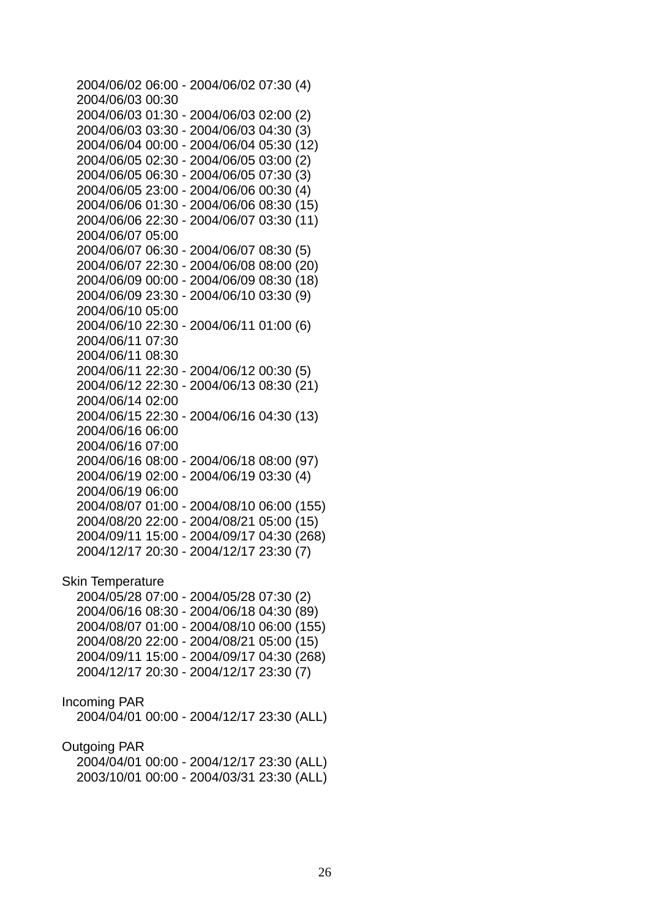2004/06/02 06:00 - 2004/06/02 07:30 (4)
2004/06/03 00:30
2004/06/03 01:30 - 2004/06/03 02:00 (2)
2004/06/03 03:30 - 2004/06/03 04:30 (3)
2004/06/04 00:00 - 2004/06/04 05:30 (12)
2004/06/05 02:30 - 2004/06/05 03:00 (2)
2004/06/05 06:30 - 2004/06/05 07:30 (3)
2004/06/05 23:00 - 2004/06/06 00:30 (4)
2004/06/06 01:30 - 2004/06/06 08:30 (15)
2004/06/06 22:30 - 2004/06/07 03:30 (11)
2004/06/07 05:00
2004/06/07 06:30 - 2004/06/07 08:30 (5)
2004/06/07 22:30 - 2004/06/08 08:00 (20)
2004/06/09 00:00 - 2004/06/09 08:30 (18)
2004/06/09 23:30 - 2004/06/10 03:30 (9)
2004/06/10 05:00
2004/06/10 22:30 - 2004/06/11 01:00 (6)
2004/06/11 07:30
2004/06/11 08:30
2004/06/11 22:30 - 2004/06/12 00:30 (5)
2004/06/12 22:30 - 2004/06/13 08:30 (21)
2004/06/14 02:00
2004/06/15 22:30 - 2004/06/16 04:30 (13)
2004/06/16 06:00
2004/06/16 07:00
2004/06/16 08:00 - 2004/06/18 08:00 (97)
2004/06/19 02:00 - 2004/06/19 03:30 (4)
2004/06/19 06:00
2004/08/07 01:00 - 2004/08/10 06:00 (155)
2004/08/20 22:00 - 2004/08/21 05:00 (15)
2004/09/11 15:00 - 2004/09/17 04:30 (268)
2004/12/17 20:30 - 2004/12/17 23:30 (7)

Skin Temperature
2004/05/28 07:00 - 2004/05/28 07:30 (2)
2004/06/16 08:30 - 2004/06/18 04:30 (89)
2004/08/07 01:00 - 2004/08/10 06:00 (155)
2004/08/20 22:00 - 2004/08/21 05:00 (15)
2004/09/11 15:00 - 2004/09/17 04:30 (268)
2004/12/17 20:30 - 2004/12/17 23:30 (7)

Incoming PAR
2004/04/01 00:00 - 2004/12/17 23:30 (ALL)

Outgoing PAR
2004/04/01 00:00 - 2004/12/17 23:30 (ALL)
2003/10/01 00:00 - 2004/03/31 23:30 (ALL)